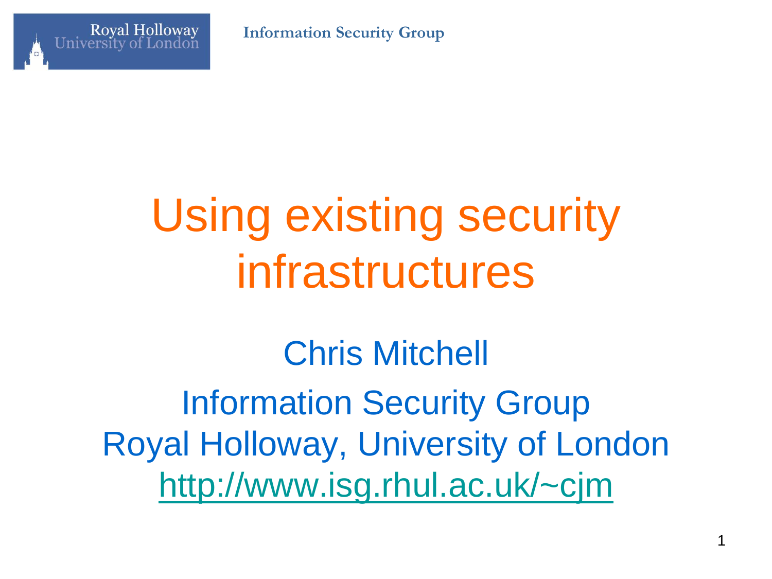# Using existing security infrastructures

Chris Mitchell

Information Security Group
Royal Holloway, University of London
http://www.isg.rhul.ac.uk/~cjm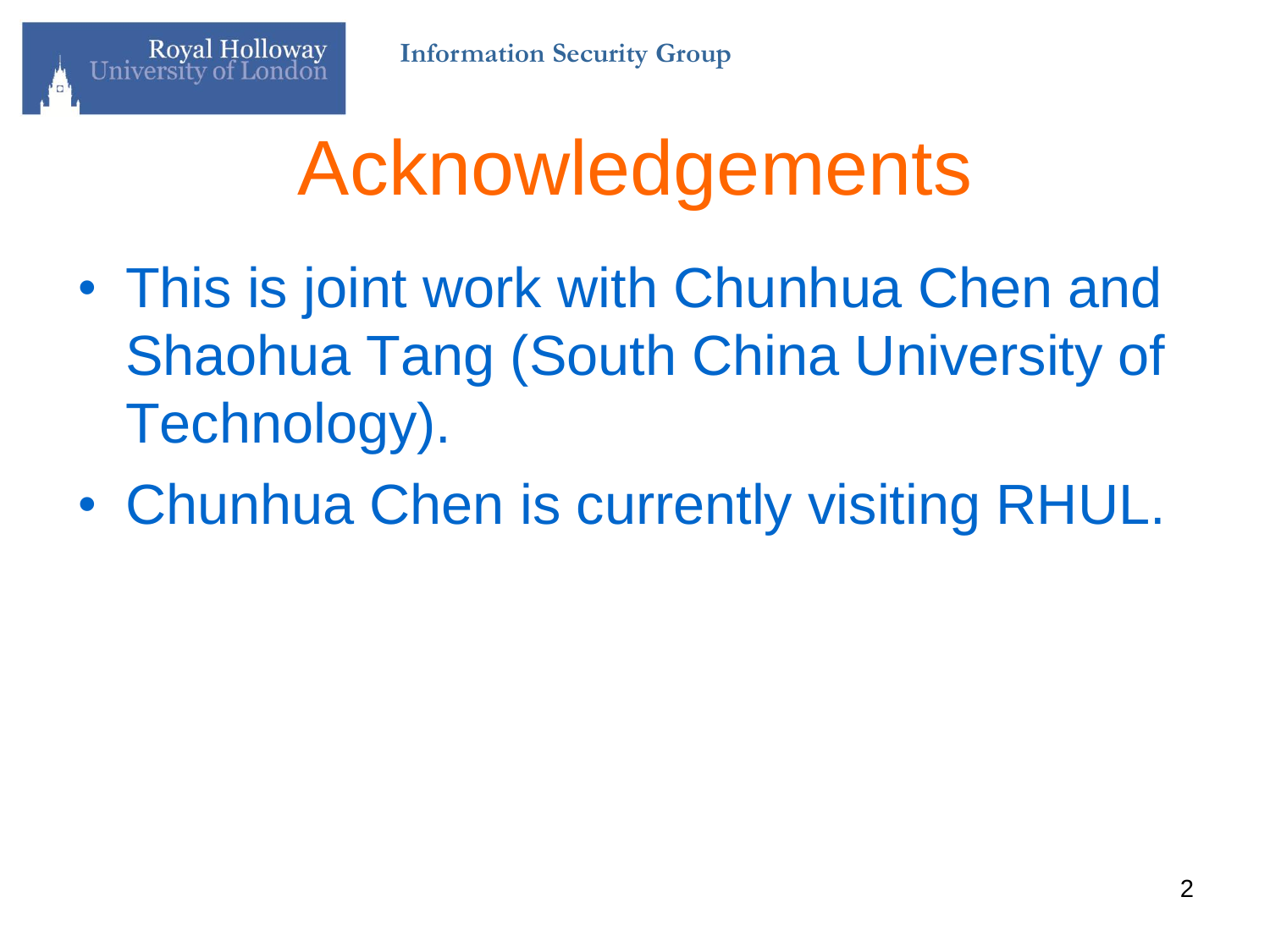# Acknowledgements

- This is joint work with Chunhua Chen and Shaohua Tang (South China University of Technology).
- Chunhua Chen is currently visiting RHUL.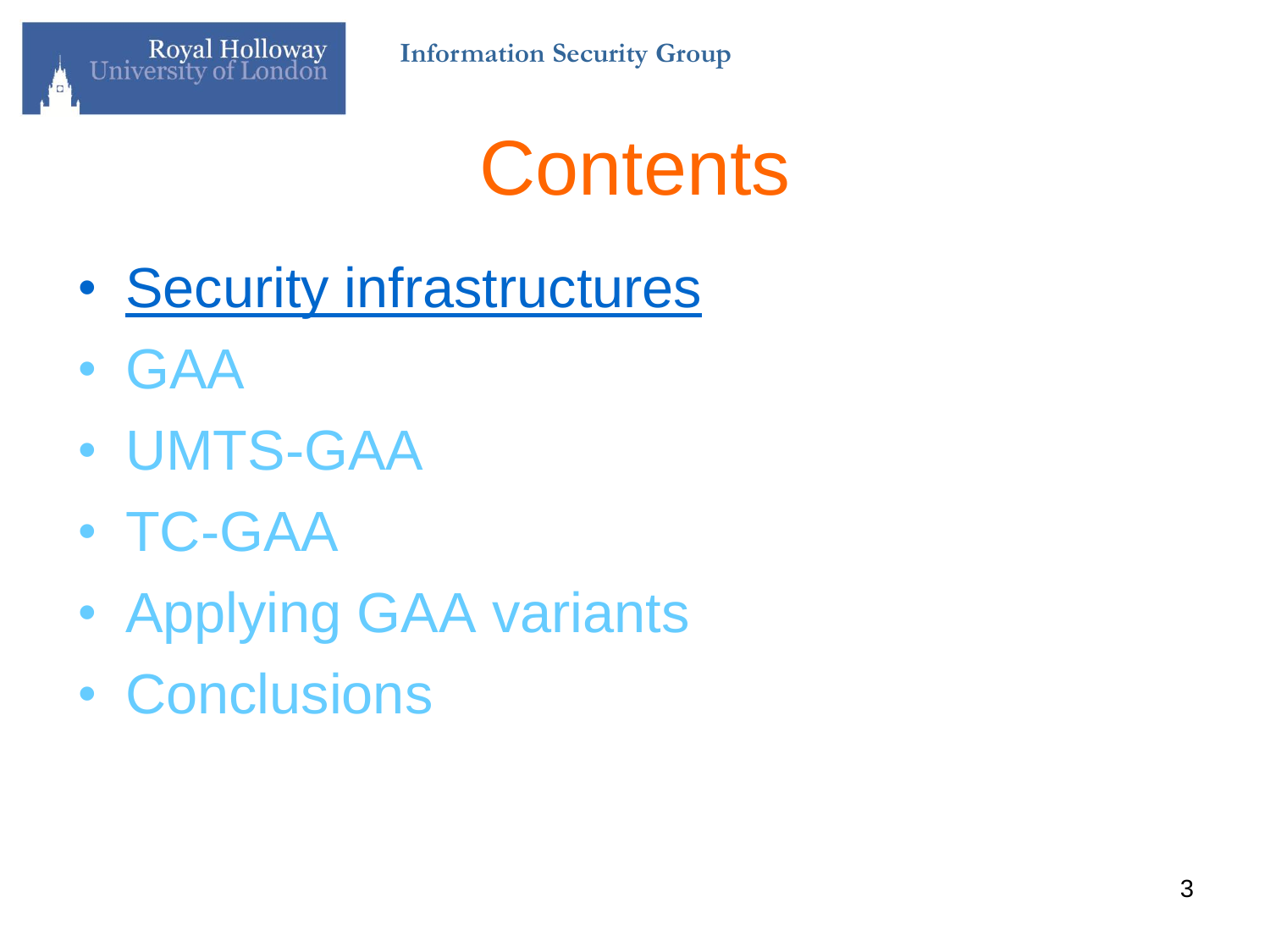# Contents

- Security infrastructures
- GAA
- UMTS-GAA
- TC-GAA
- Applying GAA variants
- Conclusions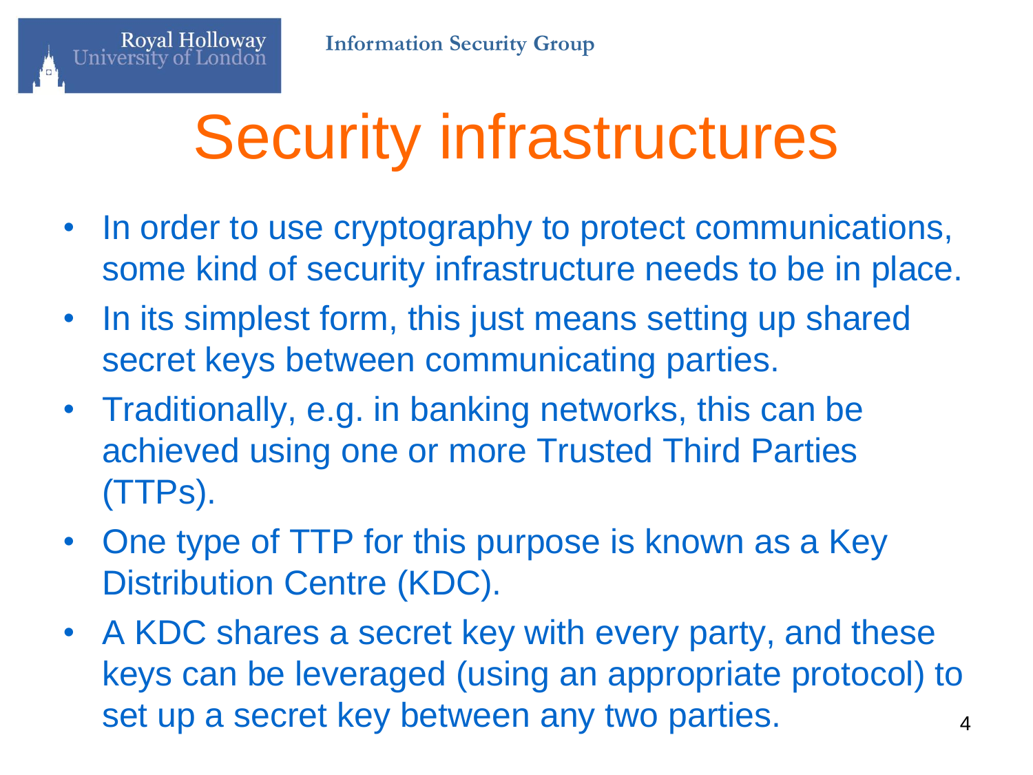# Security infrastructures

- In order to use cryptography to protect communications, some kind of security infrastructure needs to be in place.
- In its simplest form, this just means setting up shared secret keys between communicating parties.
- Traditionally, e.g. in banking networks, this can be achieved using one or more Trusted Third Parties (TTPs).
- One type of TTP for this purpose is known as a Key Distribution Centre (KDC).
- A KDC shares a secret key with every party, and these keys can be leveraged (using an appropriate protocol) to set up a secret key between any two parties.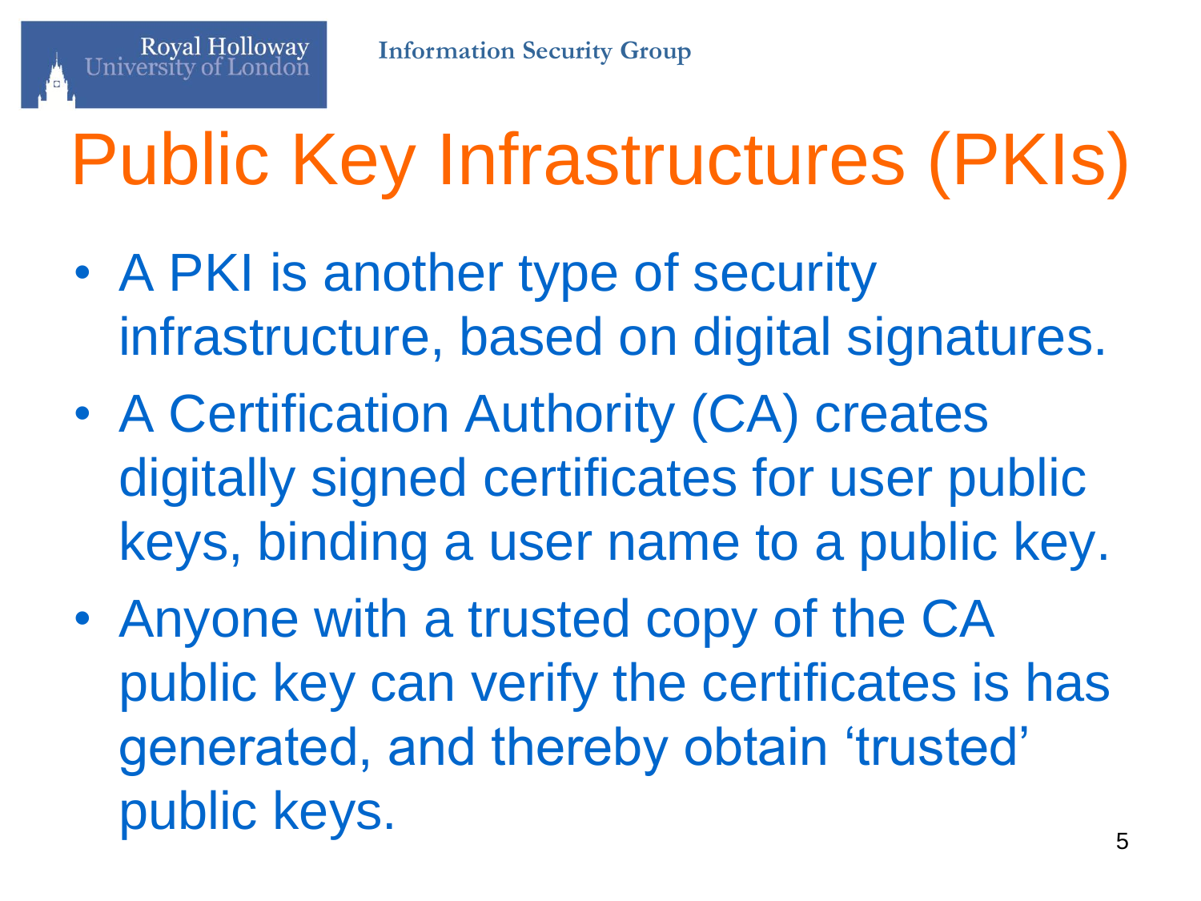# Public Key Infrastructures (PKIs)

- A PKI is another type of security infrastructure, based on digital signatures.
- A Certification Authority (CA) creates digitally signed certificates for user public keys, binding a user name to a public key.
- Anyone with a trusted copy of the CA public key can verify the certificates is has generated, and thereby obtain 'trusted' public keys.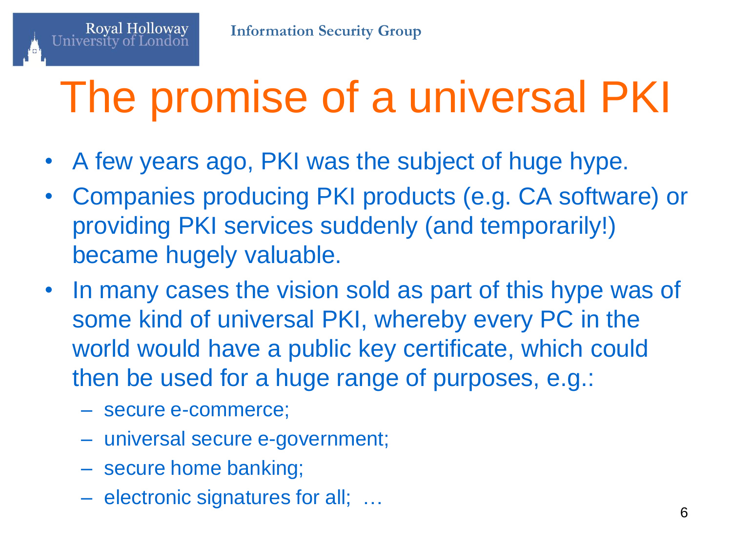# The promise of a universal PKI

- A few years ago, PKI was the subject of huge hype.
- Companies producing PKI products (e.g. CA software) or providing PKI services suddenly (and temporarily!) became hugely valuable.
- In many cases the vision sold as part of this hype was of some kind of universal PKI, whereby every PC in the world would have a public key certificate, which could then be used for a huge range of purposes, e.g.:
  - secure e-commerce;
  - universal secure e-government;
  - secure home banking;
  - electronic signatures for all; …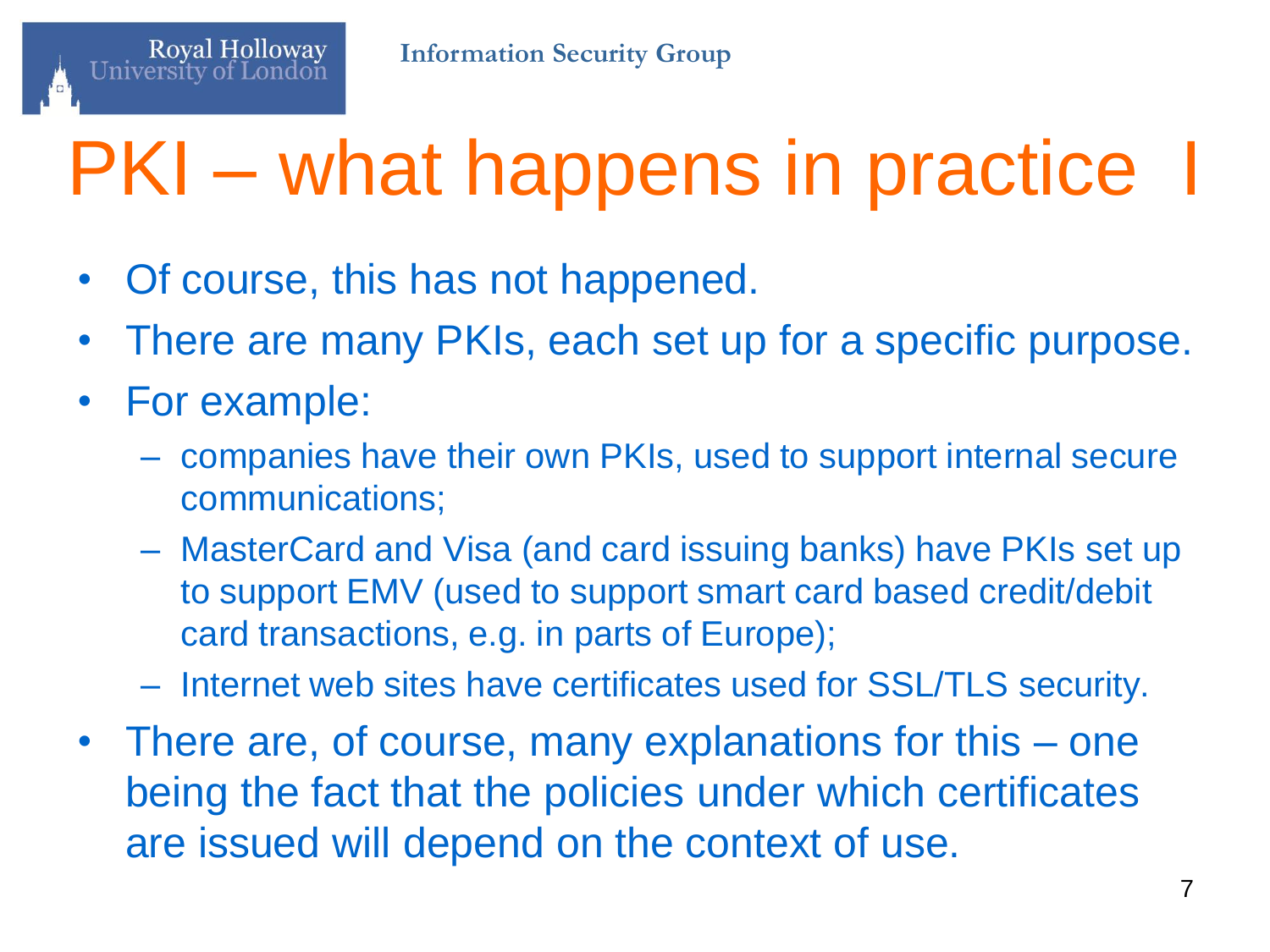# PKI – what happens in practice I

- Of course, this has not happened.
- There are many PKIs, each set up for a specific purpose.
- For example:
  - companies have their own PKIs, used to support internal secure communications;
  - MasterCard and Visa (and card issuing banks) have PKIs set up to support EMV (used to support smart card based credit/debit card transactions, e.g. in parts of Europe);
  - Internet web sites have certificates used for SSL/TLS security.
- There are, of course, many explanations for this – one being the fact that the policies under which certificates are issued will depend on the context of use.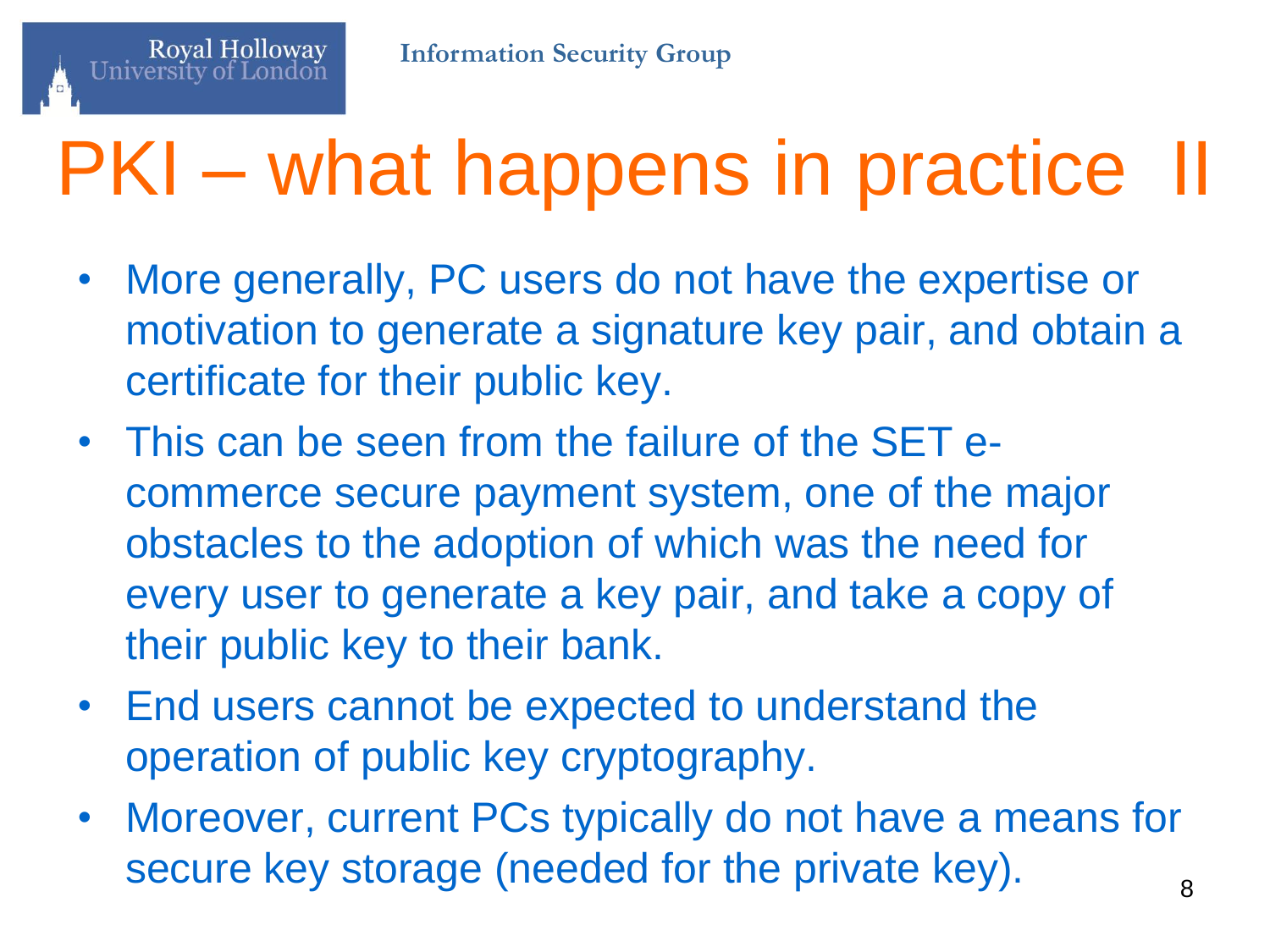# PKI – what happens in practice II

- More generally, PC users do not have the expertise or motivation to generate a signature key pair, and obtain a certificate for their public key.
- This can be seen from the failure of the SET e-commerce secure payment system, one of the major obstacles to the adoption of which was the need for every user to generate a key pair, and take a copy of their public key to their bank.
- End users cannot be expected to understand the operation of public key cryptography.
- Moreover, current PCs typically do not have a means for secure key storage (needed for the private key).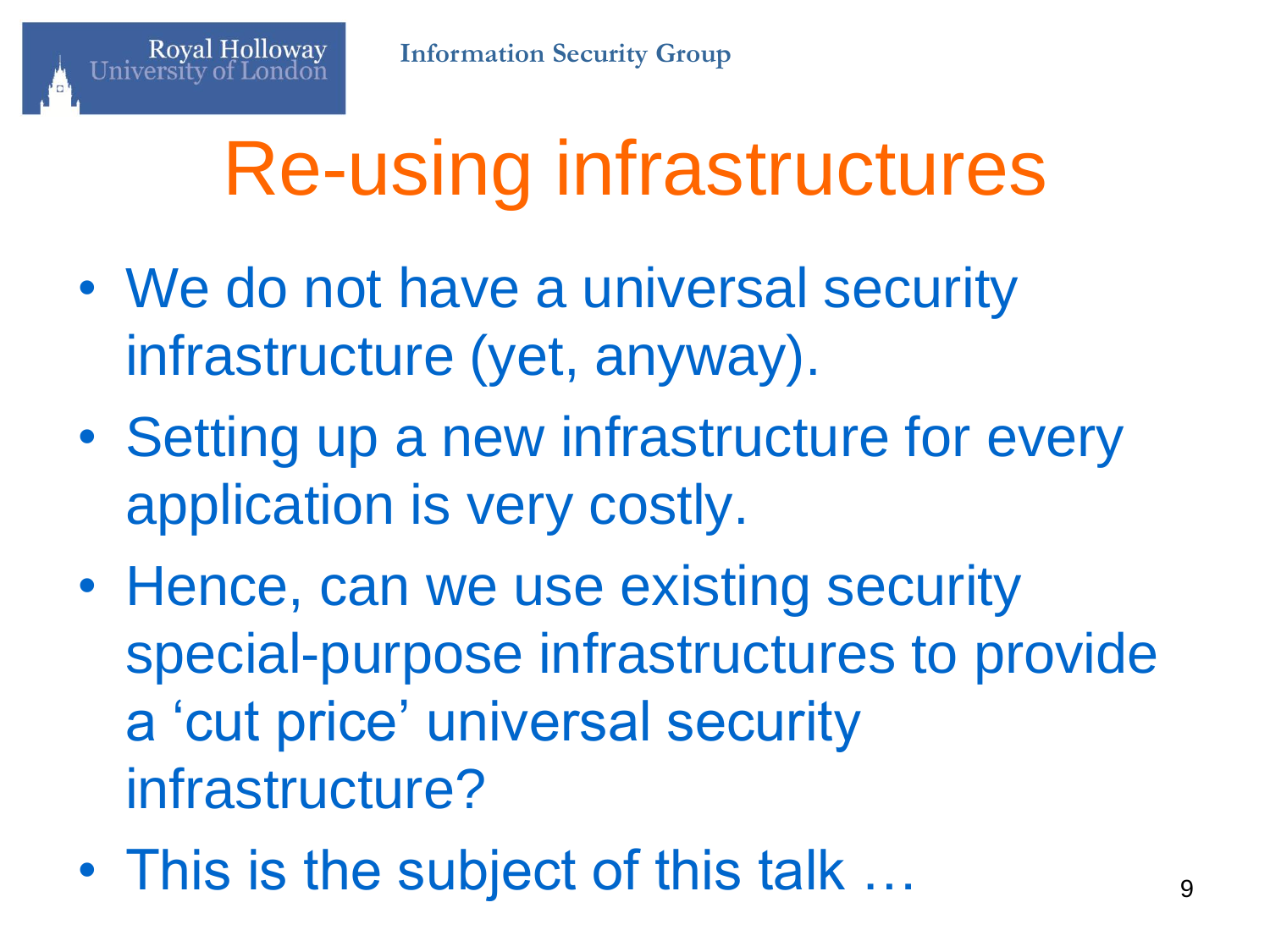# Re-using infrastructures

- We do not have a universal security infrastructure (yet, anyway).
- Setting up a new infrastructure for every application is very costly.
- Hence, can we use existing security special-purpose infrastructures to provide a 'cut price' universal security infrastructure?
- This is the subject of this talk …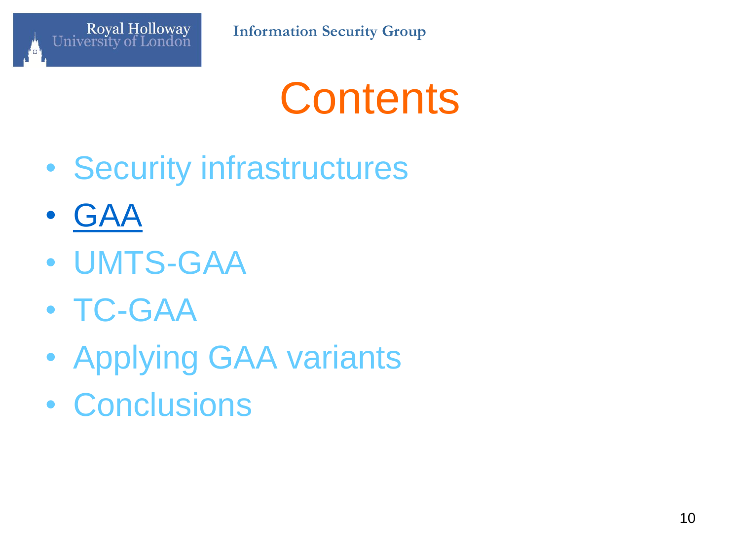# Contents

- Security infrastructures
- **GAA**
- UMTS-GAA
- TC-GAA
- Applying GAA variants
- Conclusions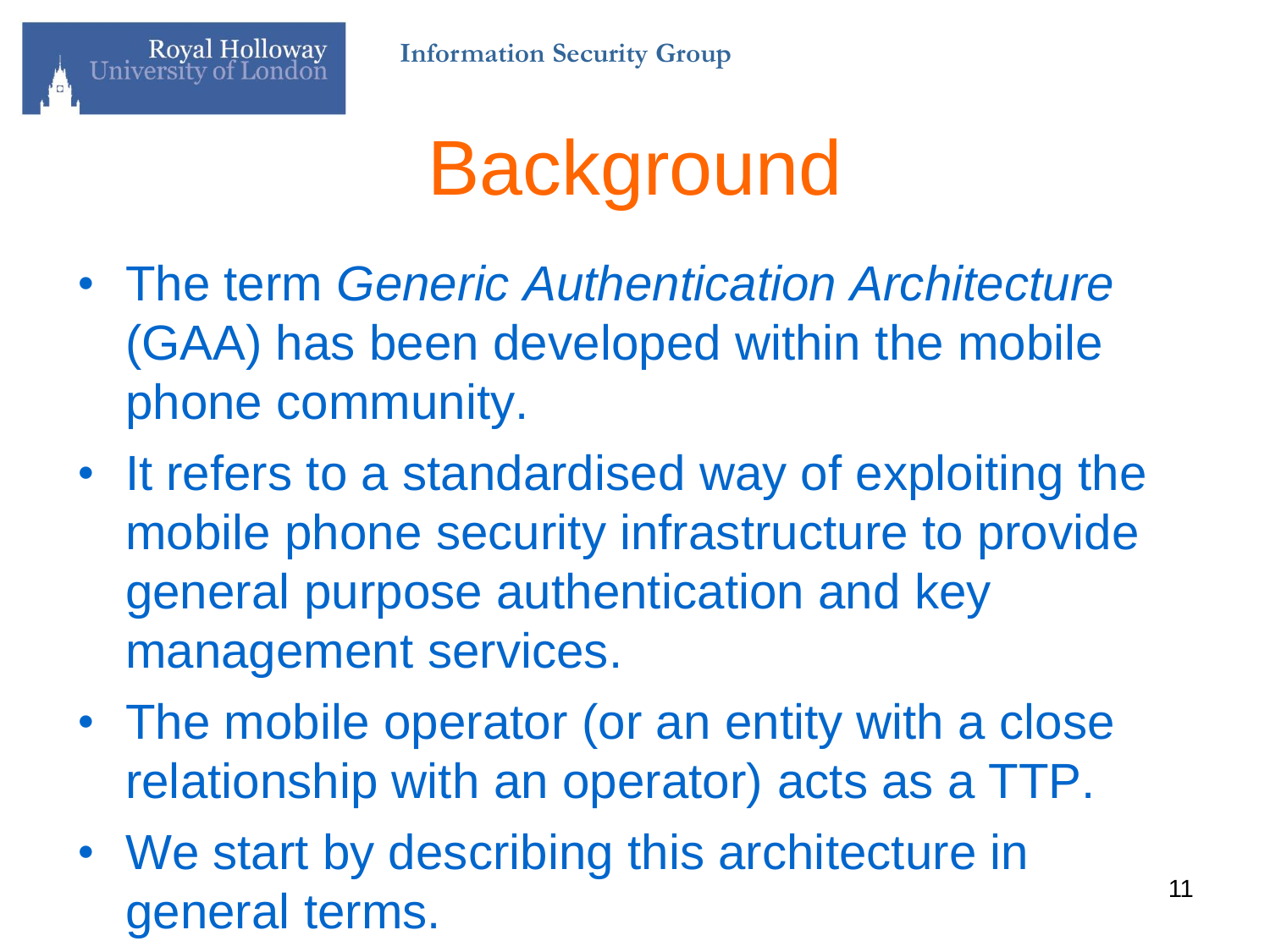# Background

- The term *Generic Authentication Architecture* (GAA) has been developed within the mobile phone community.
- It refers to a standardised way of exploiting the mobile phone security infrastructure to provide general purpose authentication and key management services.
- The mobile operator (or an entity with a close relationship with an operator) acts as a TTP.
- We start by describing this architecture in general terms.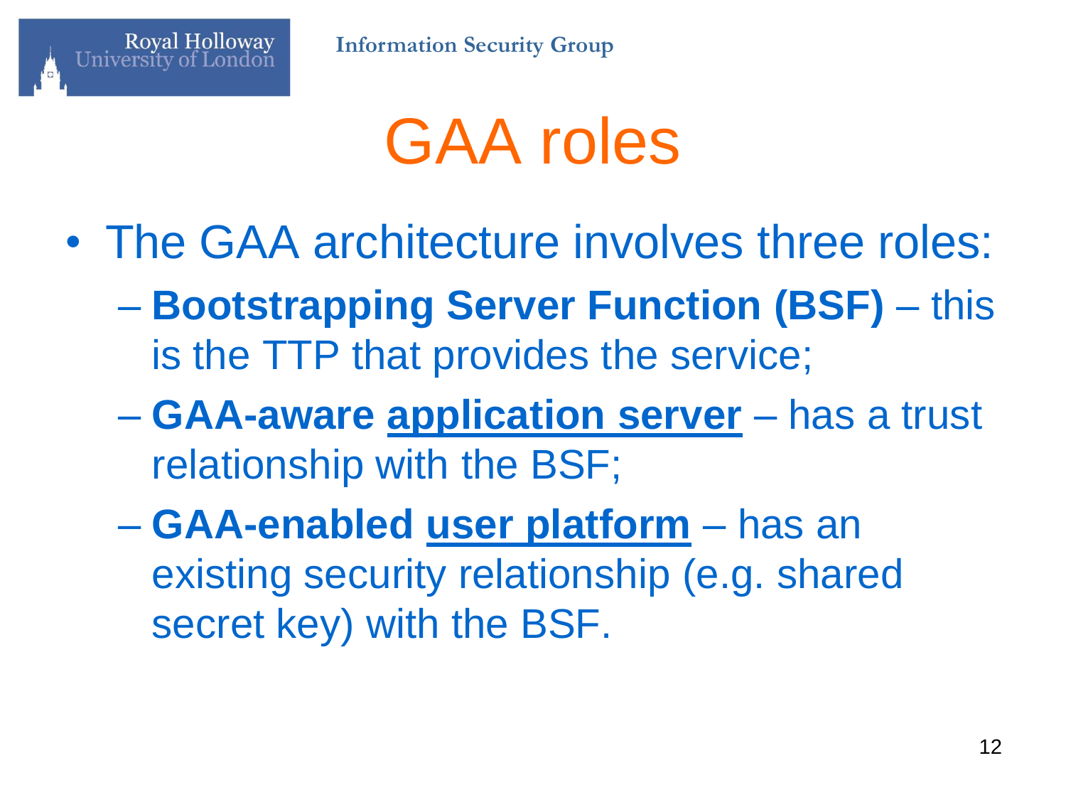# GAA roles

- The GAA architecture involves three roles:
  - **Bootstrapping Server Function (BSF)** – this is the TTP that provides the service;
  - **GAA-aware <u>application server</u>** – has a trust relationship with the BSF;
  - **GAA-enabled <u>user platform</u>** – has an existing security relationship (e.g. shared secret key) with the BSF.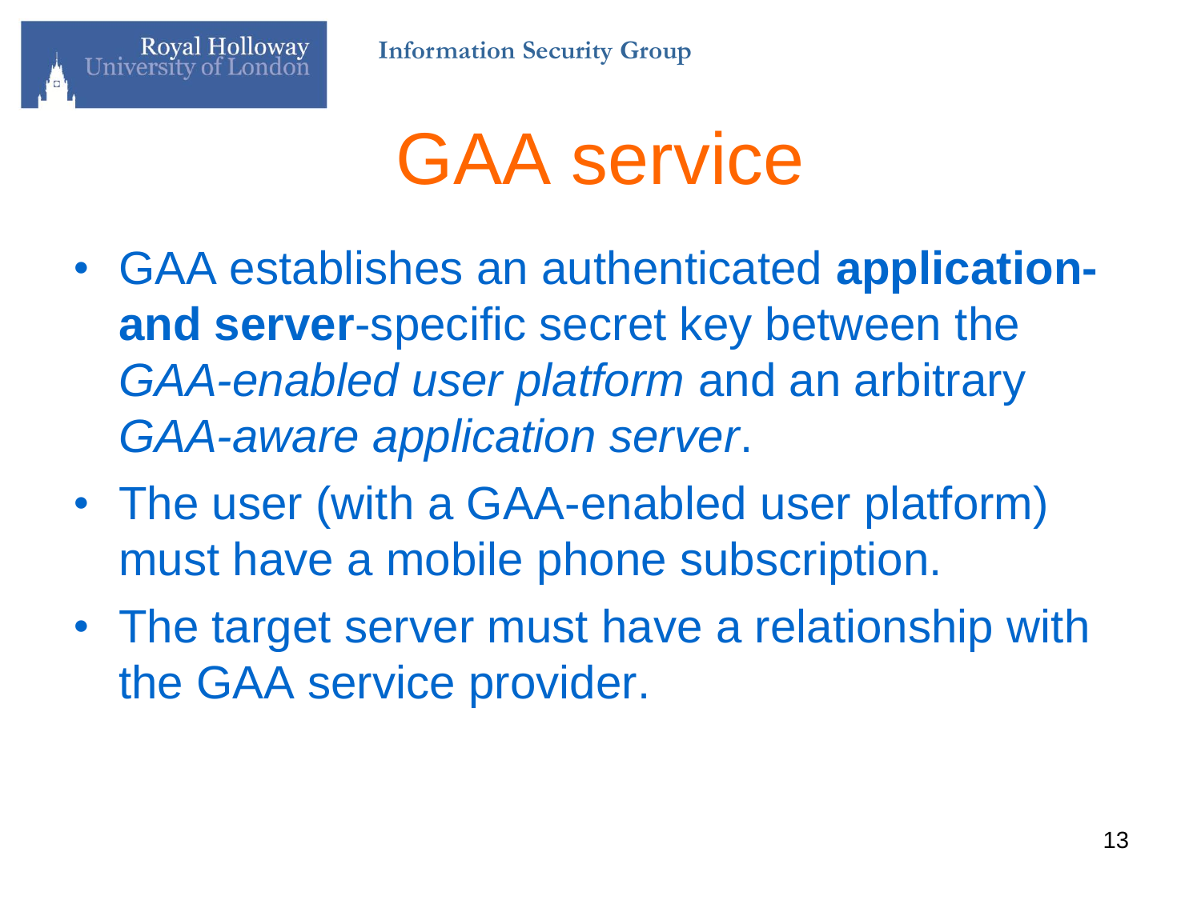# GAA service

- GAA establishes an authenticated **application- and server**-specific secret key between the *GAA-enabled user platform* and an arbitrary *GAA-aware application server*.
- The user (with a GAA-enabled user platform) must have a mobile phone subscription.
- The target server must have a relationship with the GAA service provider.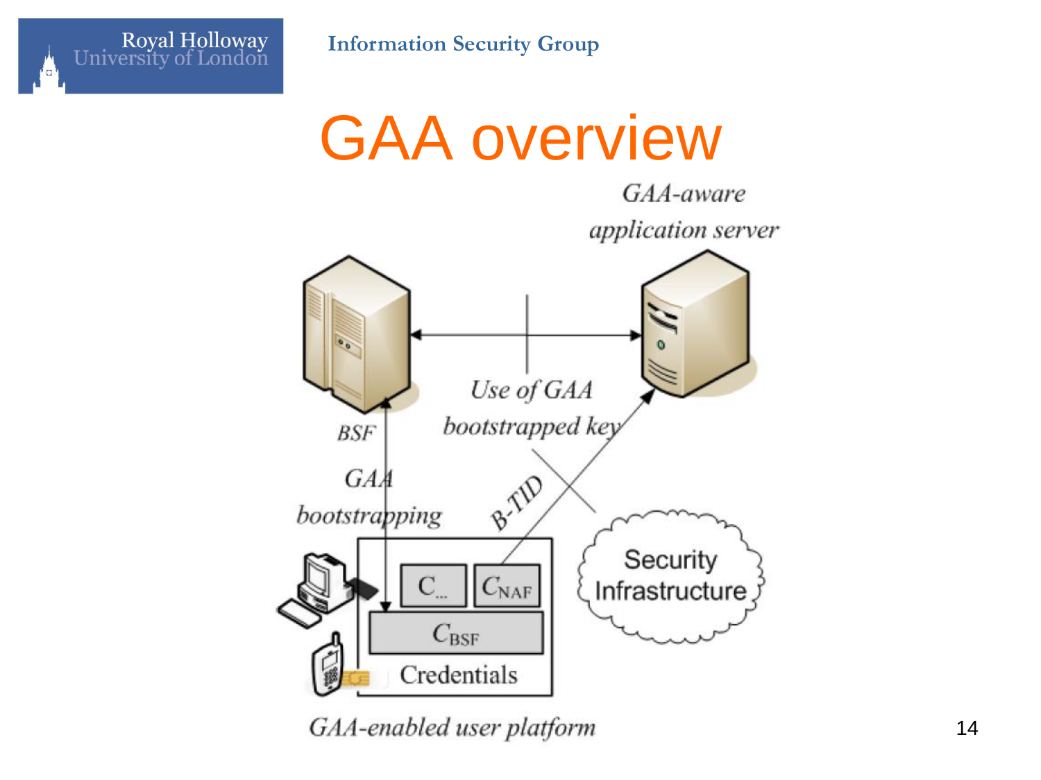# GAA overview

GAA-aware application server

BSF

Use of GAA bootstrapped key

GAA bootstrapping

B-TID

Security Infrastructure

$C_{...}$

$C_{NAF}$

$C_{BSF}$

Credentials

GAA-enabled user platform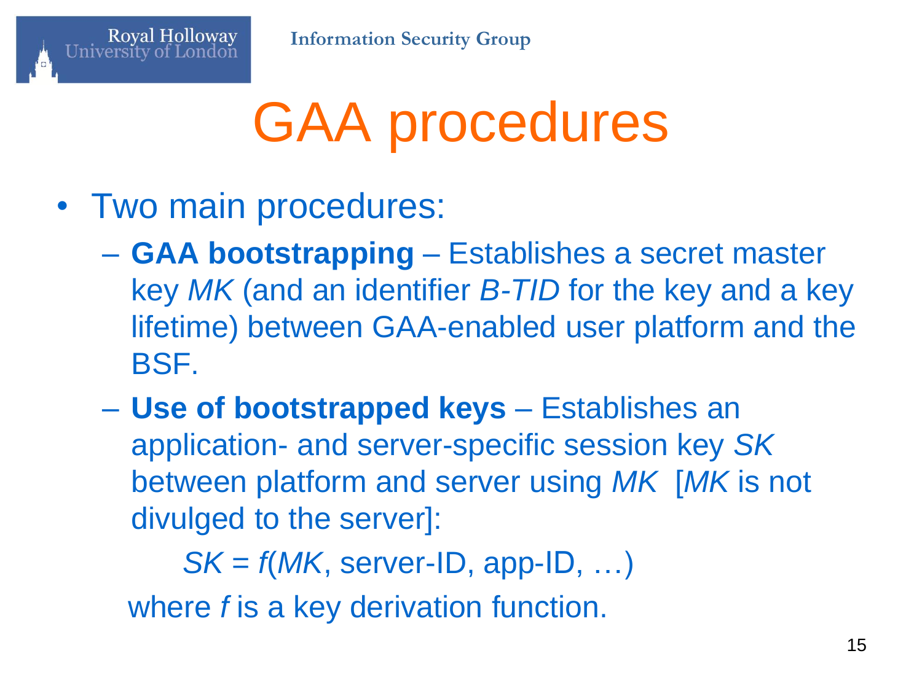# GAA procedures

- Two main procedures:
  - **GAA bootstrapping** – Establishes a secret master key *MK* (and an identifier *B-TID* for the key and a key lifetime) between GAA-enabled user platform and the BSF.
  - **Use of bootstrapped keys** – Establishes an application- and server-specific session key *SK* between platform and server using *MK* [*MK* is not divulged to the server]:

    $SK = f(MK, \text{server-ID}, \text{app-ID}, \ldots)$

    where $f$ is a key derivation function.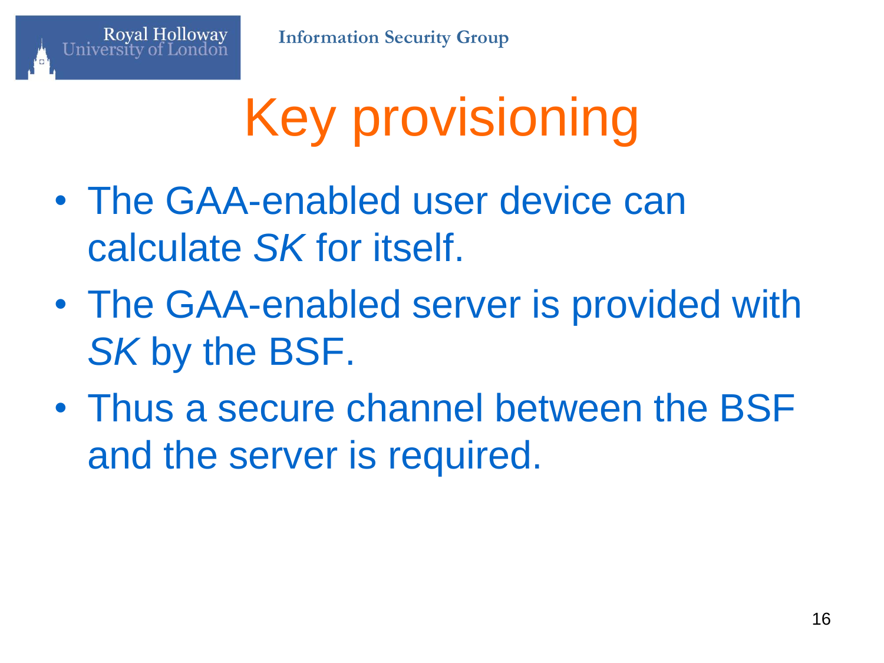# Key provisioning

- The GAA-enabled user device can calculate *SK* for itself.
- The GAA-enabled server is provided with *SK* by the BSF.
- Thus a secure channel between the BSF and the server is required.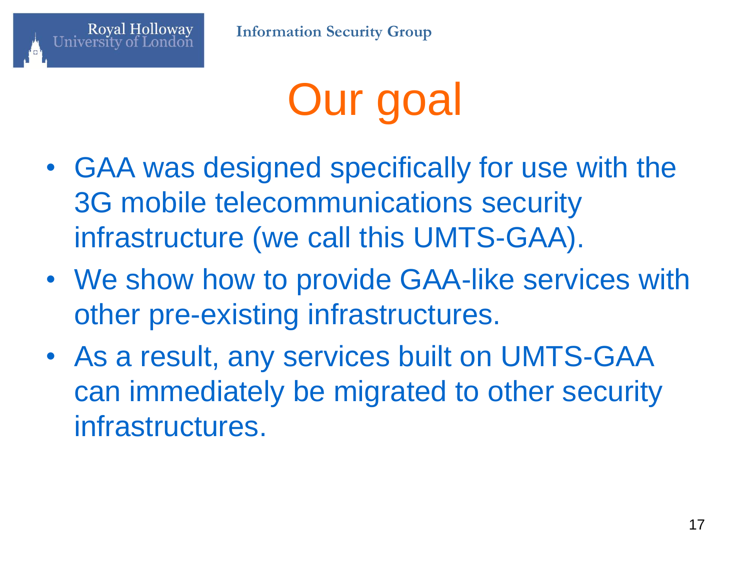# Our goal

- GAA was designed specifically for use with the 3G mobile telecommunications security infrastructure (we call this UMTS-GAA).
- We show how to provide GAA-like services with other pre-existing infrastructures.
- As a result, any services built on UMTS-GAA can immediately be migrated to other security infrastructures.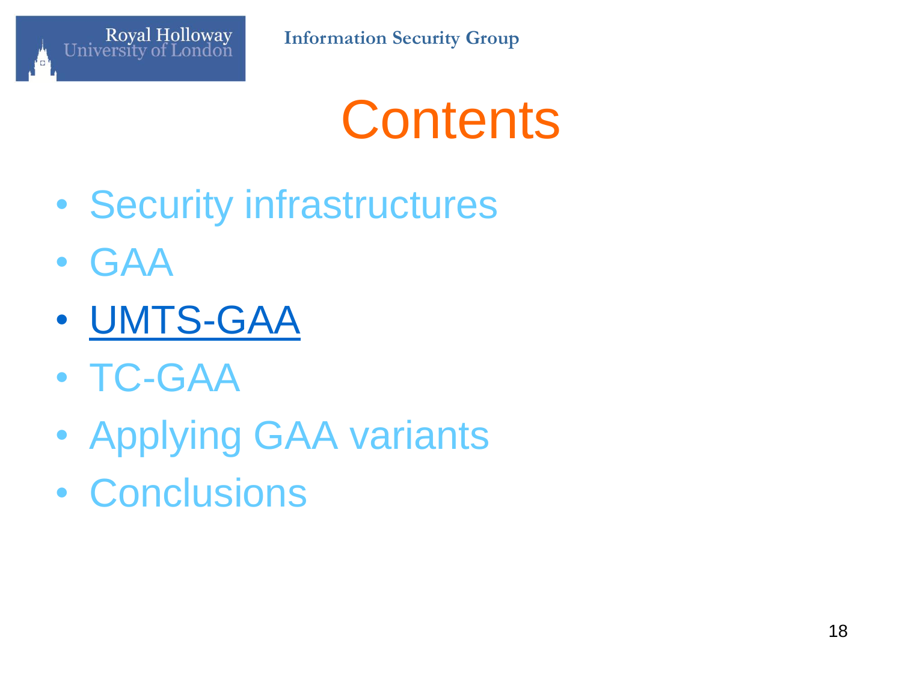# Contents

- Security infrastructures
- GAA
- **UMTS-GAA**
- TC-GAA
- Applying GAA variants
- Conclusions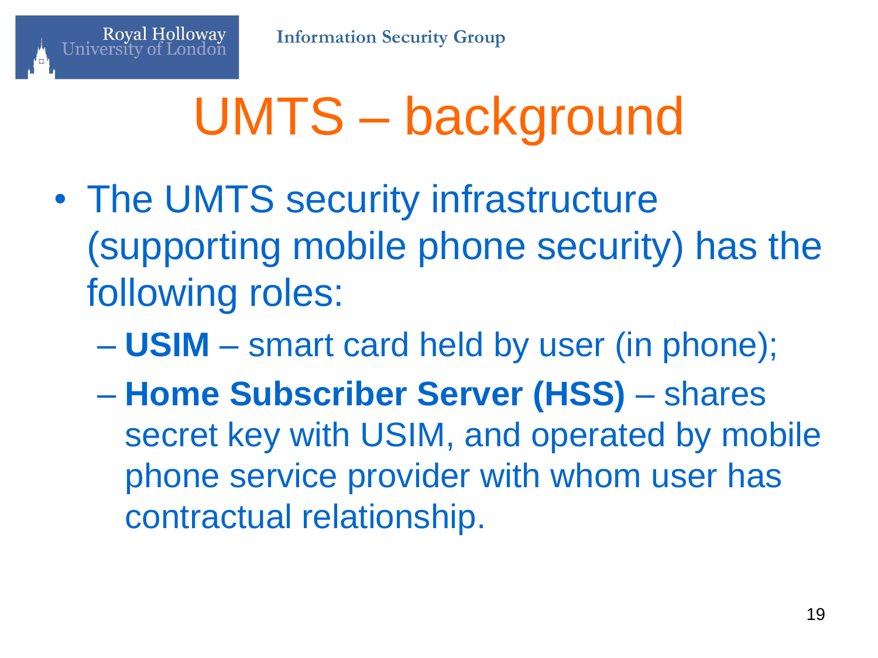# UMTS – background

- The UMTS security infrastructure (supporting mobile phone security) has the following roles:
  - **USIM** – smart card held by user (in phone);
  - **Home Subscriber Server (HSS)** – shares secret key with USIM, and operated by mobile phone service provider with whom user has contractual relationship.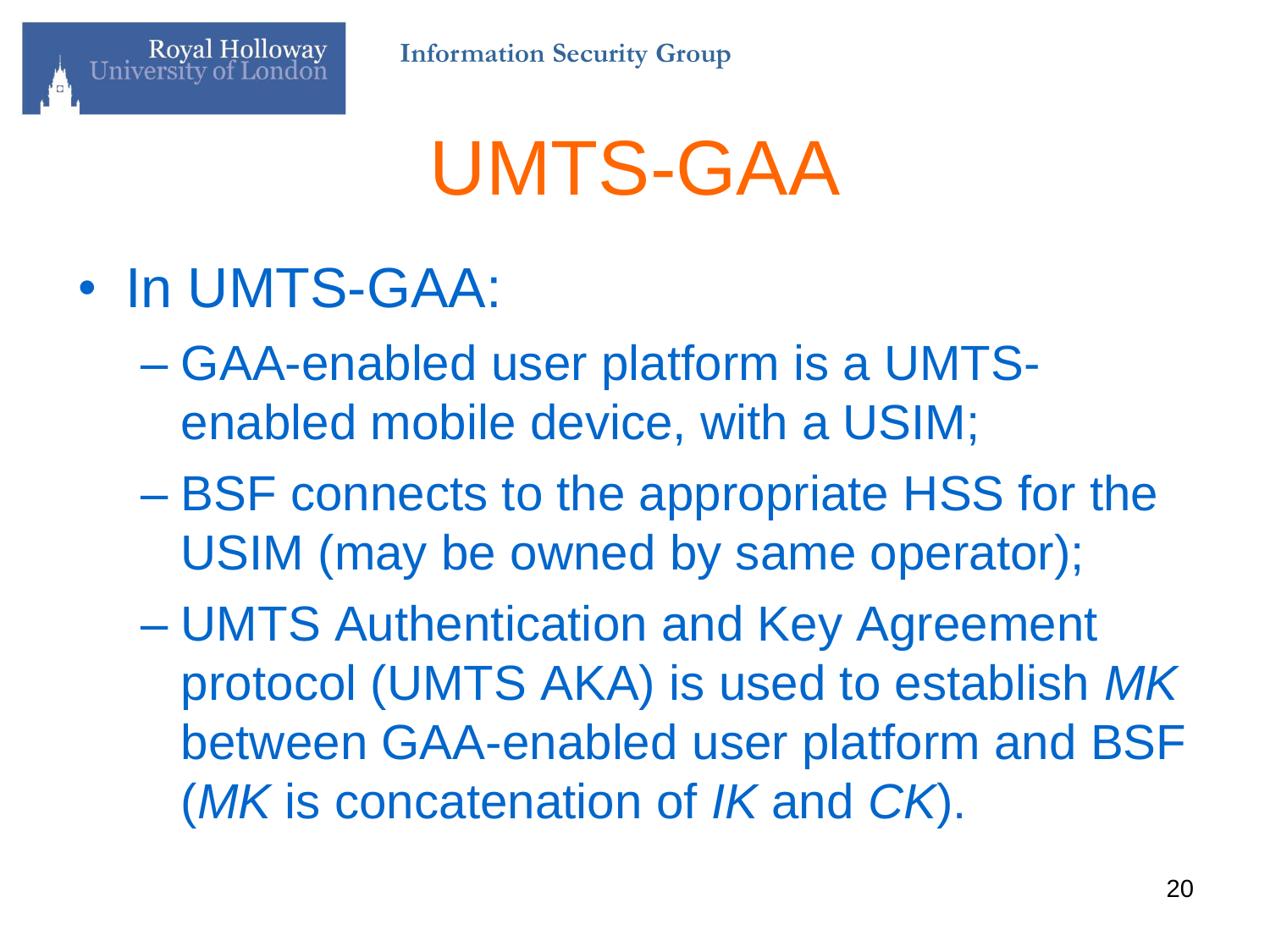# UMTS-GAA

- In UMTS-GAA:
  - GAA-enabled user platform is a UMTS-enabled mobile device, with a USIM;
  - BSF connects to the appropriate HSS for the USIM (may be owned by same operator);
  - UMTS Authentication and Key Agreement protocol (UMTS AKA) is used to establish *MK* between GAA-enabled user platform and BSF (*MK* is concatenation of *IK* and *CK*).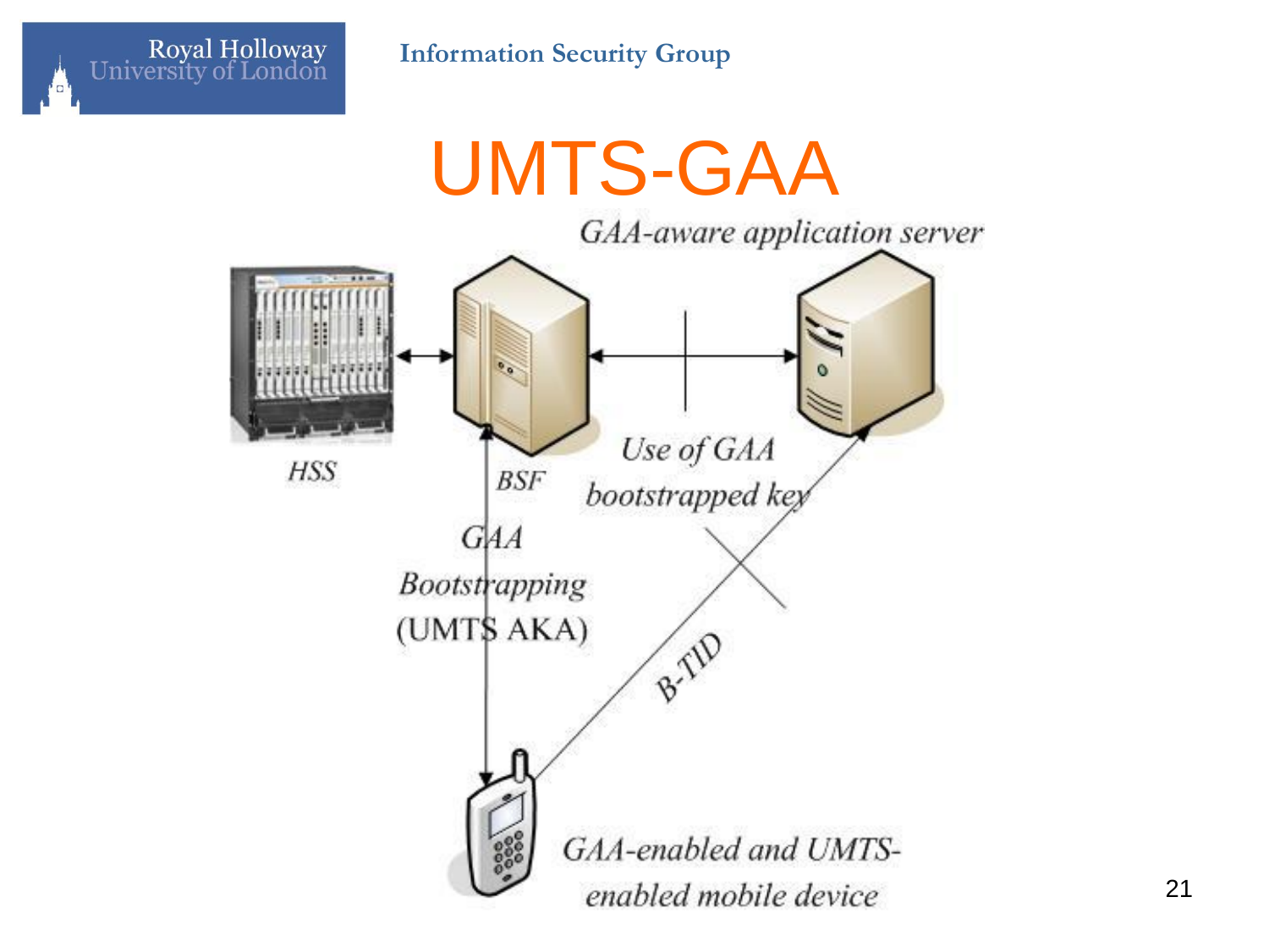# UMTS-GAA

GAA-aware application server

HSS

BSF

Use of GAA bootstrapped key

GAA Bootstrapping (UMTS AKA)

B-TID

GAA-enabled and UMTS-enabled mobile device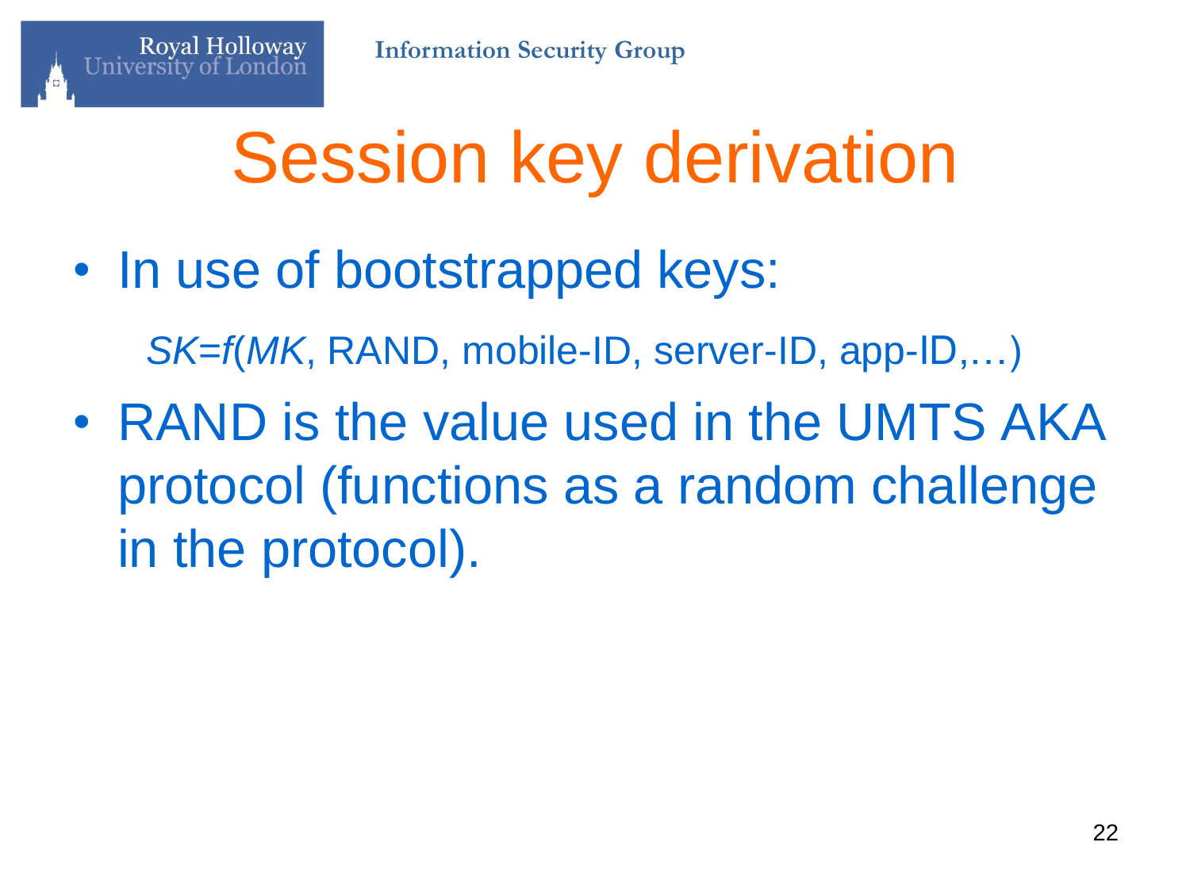# Session key derivation

- In use of bootstrapped keys:

  $SK=f(MK$, RAND, mobile-ID, server-ID, app-ID,…)

- RAND is the value used in the UMTS AKA protocol (functions as a random challenge in the protocol).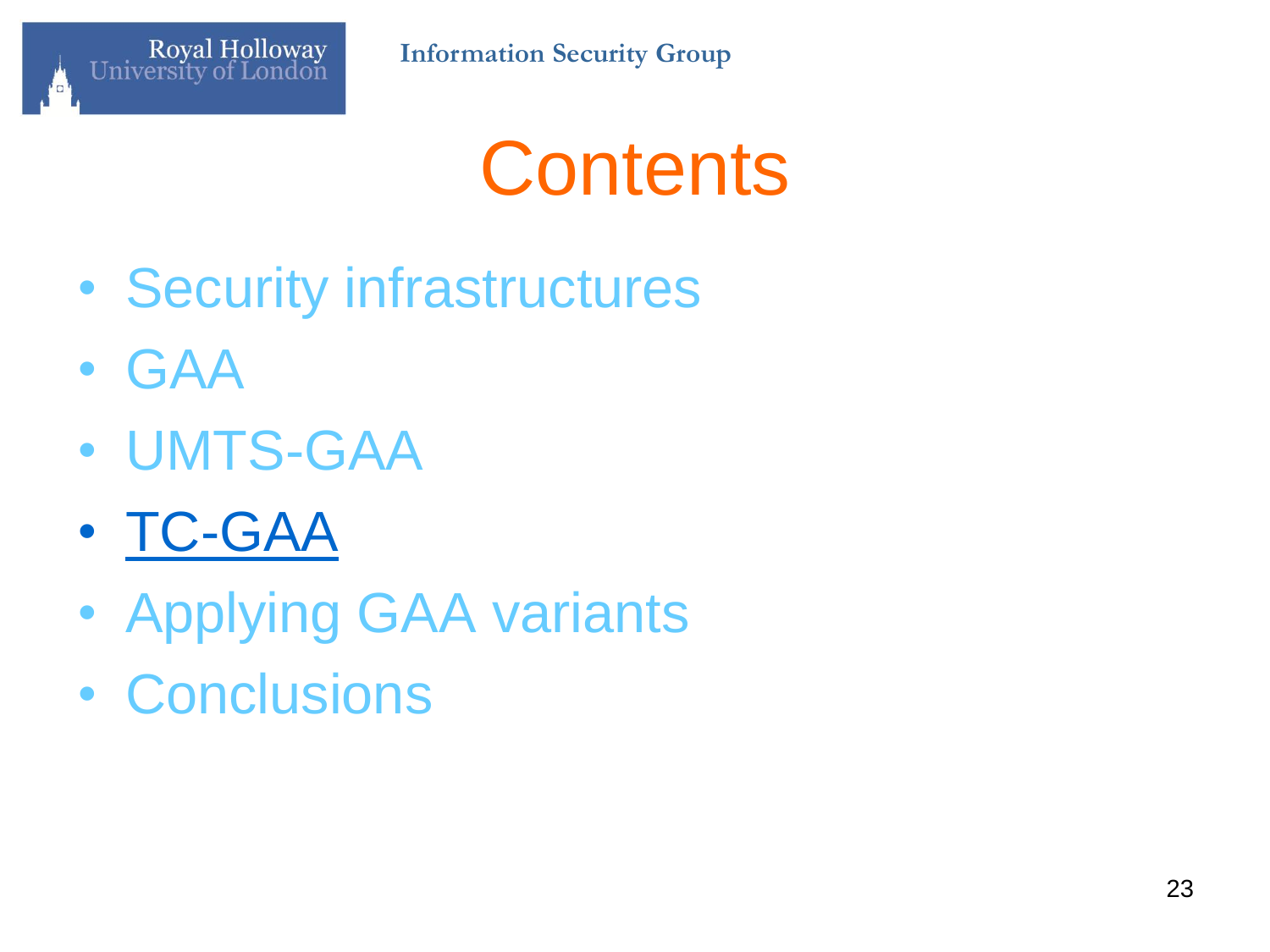# Contents

- Security infrastructures
- GAA
- UMTS-GAA
- TC-GAA
- Applying GAA variants
- Conclusions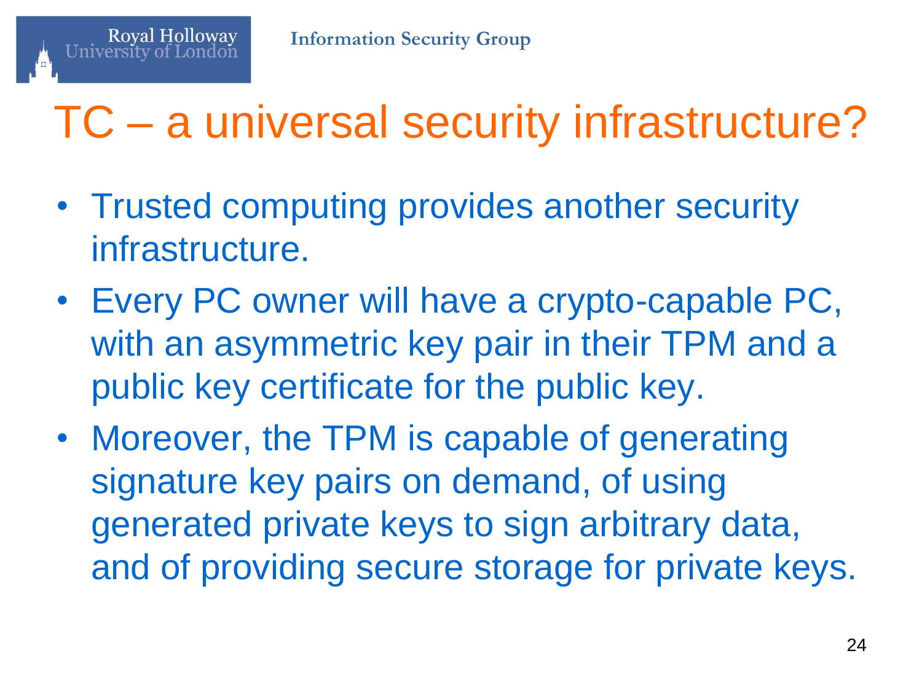# TC – a universal security infrastructure?

- Trusted computing provides another security infrastructure.
- Every PC owner will have a crypto-capable PC, with an asymmetric key pair in their TPM and a public key certificate for the public key.
- Moreover, the TPM is capable of generating signature key pairs on demand, of using generated private keys to sign arbitrary data, and of providing secure storage for private keys.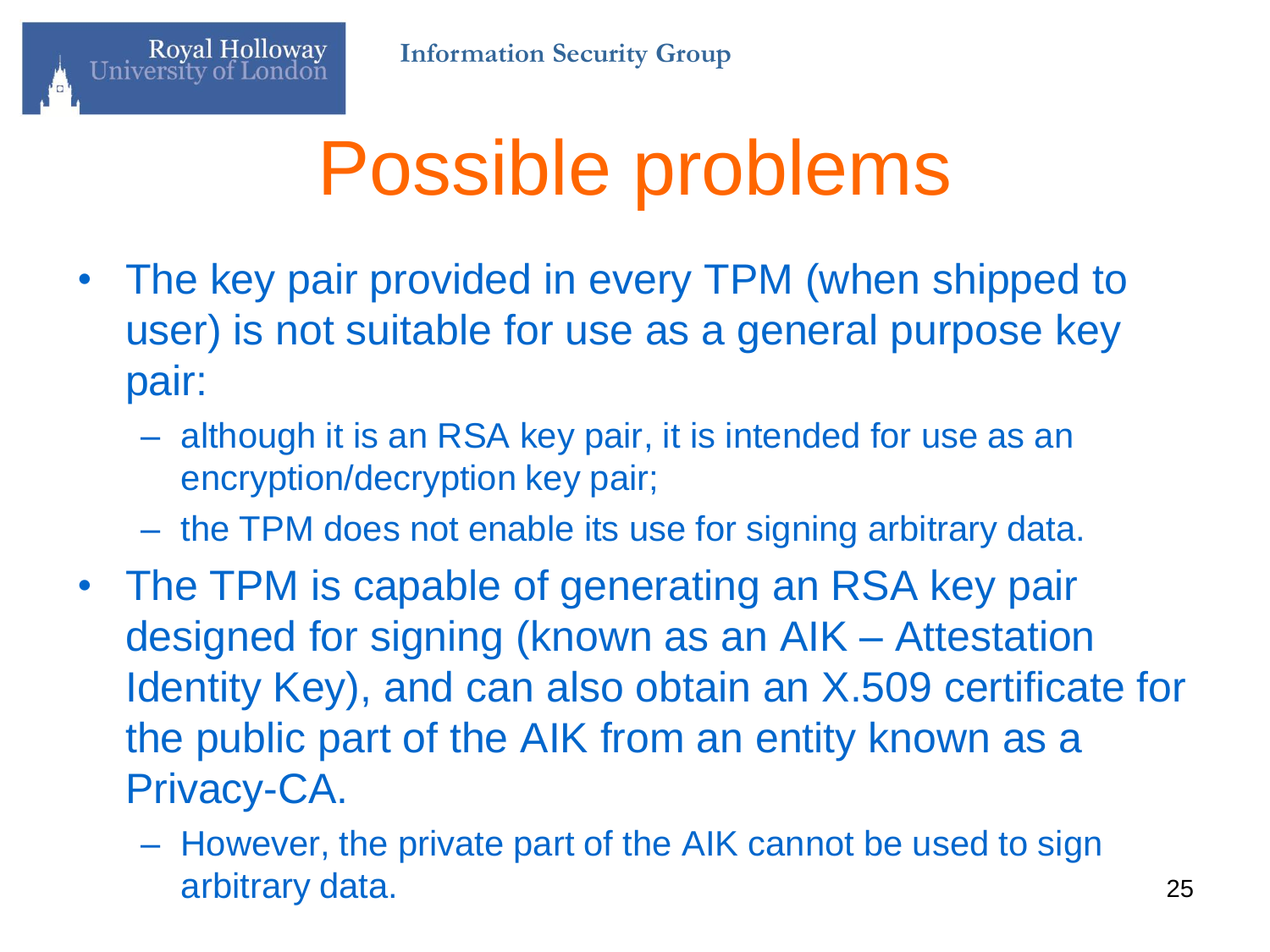# Possible problems

- The key pair provided in every TPM (when shipped to user) is not suitable for use as a general purpose key pair:
  - although it is an RSA key pair, it is intended for use as an encryption/decryption key pair;
  - the TPM does not enable its use for signing arbitrary data.
- The TPM is capable of generating an RSA key pair designed for signing (known as an AIK – Attestation Identity Key), and can also obtain an X.509 certificate for the public part of the AIK from an entity known as a Privacy-CA.
  - However, the private part of the AIK cannot be used to sign arbitrary data.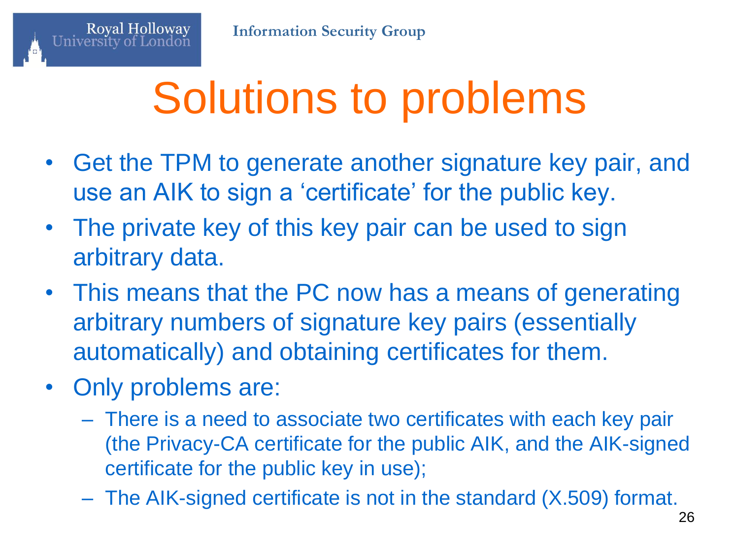# Solutions to problems

- Get the TPM to generate another signature key pair, and use an AIK to sign a ‘certificate’ for the public key.
- The private key of this key pair can be used to sign arbitrary data.
- This means that the PC now has a means of generating arbitrary numbers of signature key pairs (essentially automatically) and obtaining certificates for them.
- Only problems are:
  - There is a need to associate two certificates with each key pair (the Privacy-CA certificate for the public AIK, and the AIK-signed certificate for the public key in use);
  - The AIK-signed certificate is not in the standard (X.509) format.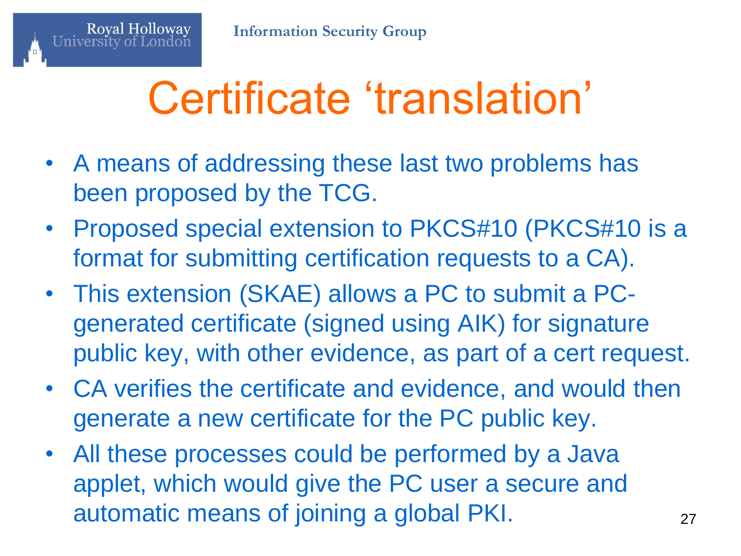# Certificate 'translation'

- A means of addressing these last two problems has been proposed by the TCG.
- Proposed special extension to PKCS#10 (PKCS#10 is a format for submitting certification requests to a CA).
- This extension (SKAE) allows a PC to submit a PC-generated certificate (signed using AIK) for signature public key, with other evidence, as part of a cert request.
- CA verifies the certificate and evidence, and would then generate a new certificate for the PC public key.
- All these processes could be performed by a Java applet, which would give the PC user a secure and automatic means of joining a global PKI.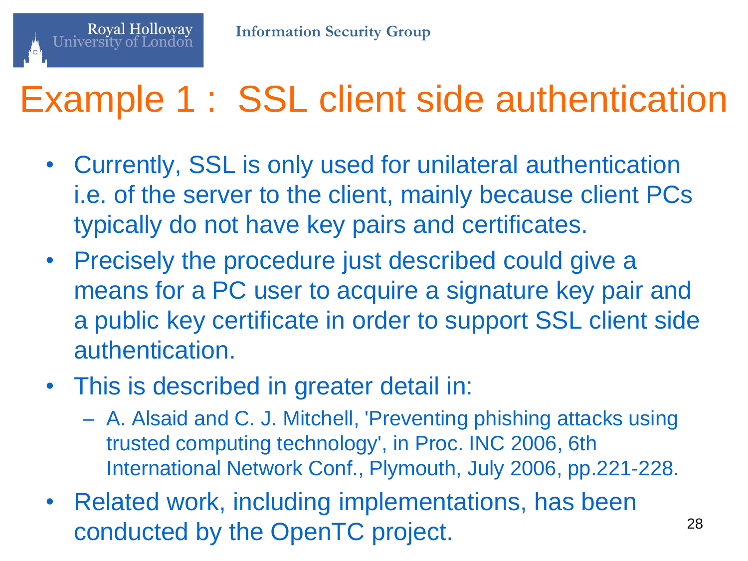# Example 1 : SSL client side authentication

- Currently, SSL is only used for unilateral authentication i.e. of the server to the client, mainly because client PCs typically do not have key pairs and certificates.
- Precisely the procedure just described could give a means for a PC user to acquire a signature key pair and a public key certificate in order to support SSL client side authentication.
- This is described in greater detail in:
  - A. Alsaid and C. J. Mitchell, 'Preventing phishing attacks using trusted computing technology', in Proc. INC 2006, 6th International Network Conf., Plymouth, July 2006, pp.221-228.
- Related work, including implementations, has been conducted by the OpenTC project.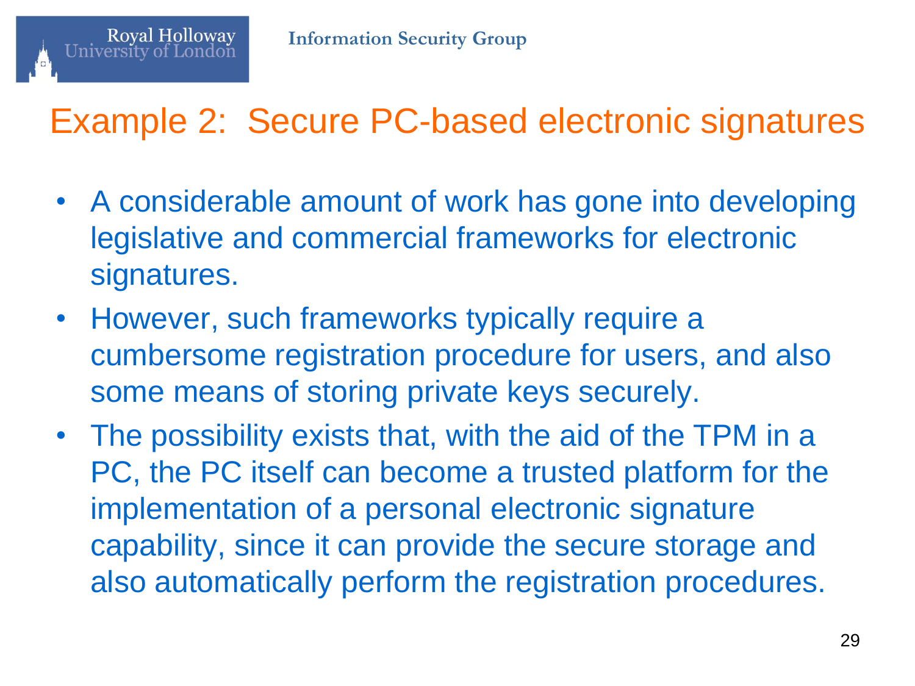# Example 2: Secure PC-based electronic signatures

- A considerable amount of work has gone into developing legislative and commercial frameworks for electronic signatures.
- However, such frameworks typically require a cumbersome registration procedure for users, and also some means of storing private keys securely.
- The possibility exists that, with the aid of the TPM in a PC, the PC itself can become a trusted platform for the implementation of a personal electronic signature capability, since it can provide the secure storage and also automatically perform the registration procedures.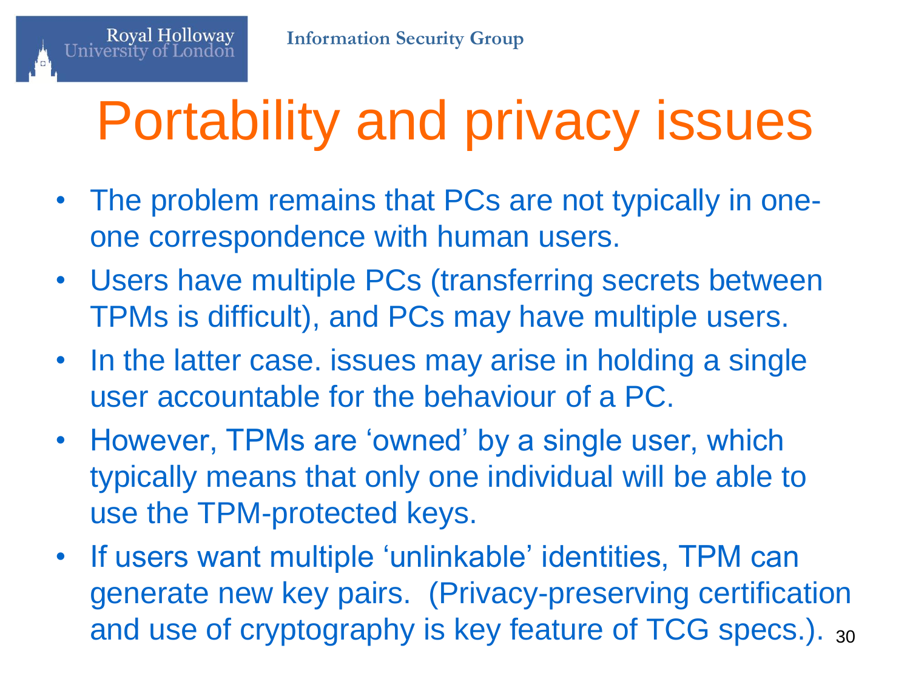# Portability and privacy issues

- The problem remains that PCs are not typically in one-one correspondence with human users.
- Users have multiple PCs (transferring secrets between TPMs is difficult), and PCs may have multiple users.
- In the latter case. issues may arise in holding a single user accountable for the behaviour of a PC.
- However, TPMs are ‘owned’ by a single user, which typically means that only one individual will be able to use the TPM-protected keys.
- If users want multiple ‘unlinkable’ identities, TPM can generate new key pairs. (Privacy-preserving certification and use of cryptography is key feature of TCG specs.).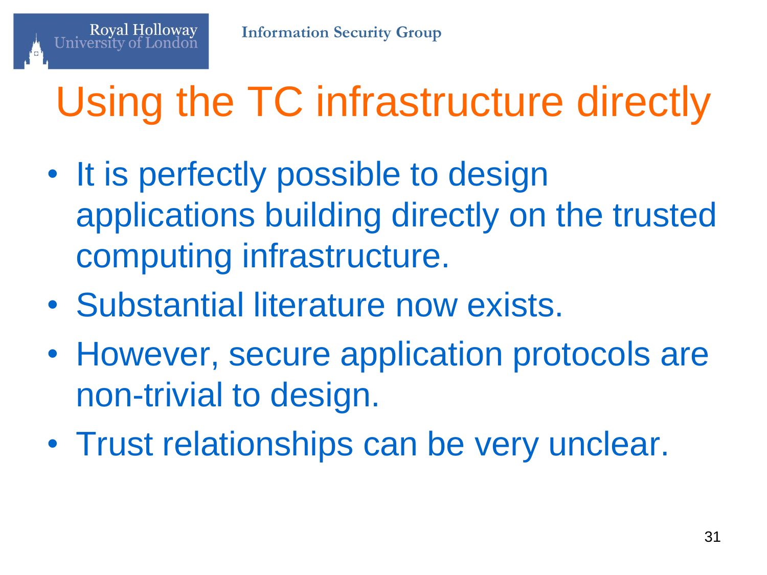# Using the TC infrastructure directly

- It is perfectly possible to design applications building directly on the trusted computing infrastructure.
- Substantial literature now exists.
- However, secure application protocols are non-trivial to design.
- Trust relationships can be very unclear.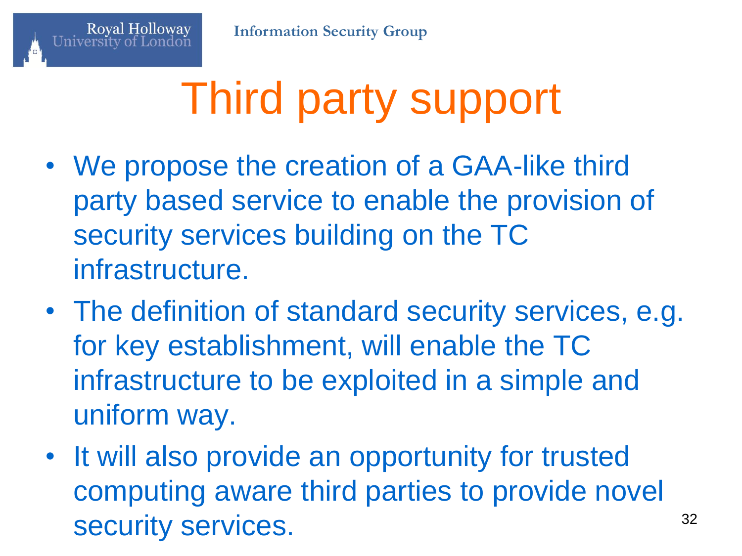# Third party support

- We propose the creation of a GAA-like third party based service to enable the provision of security services building on the TC infrastructure.
- The definition of standard security services, e.g. for key establishment, will enable the TC infrastructure to be exploited in a simple and uniform way.
- It will also provide an opportunity for trusted computing aware third parties to provide novel security services.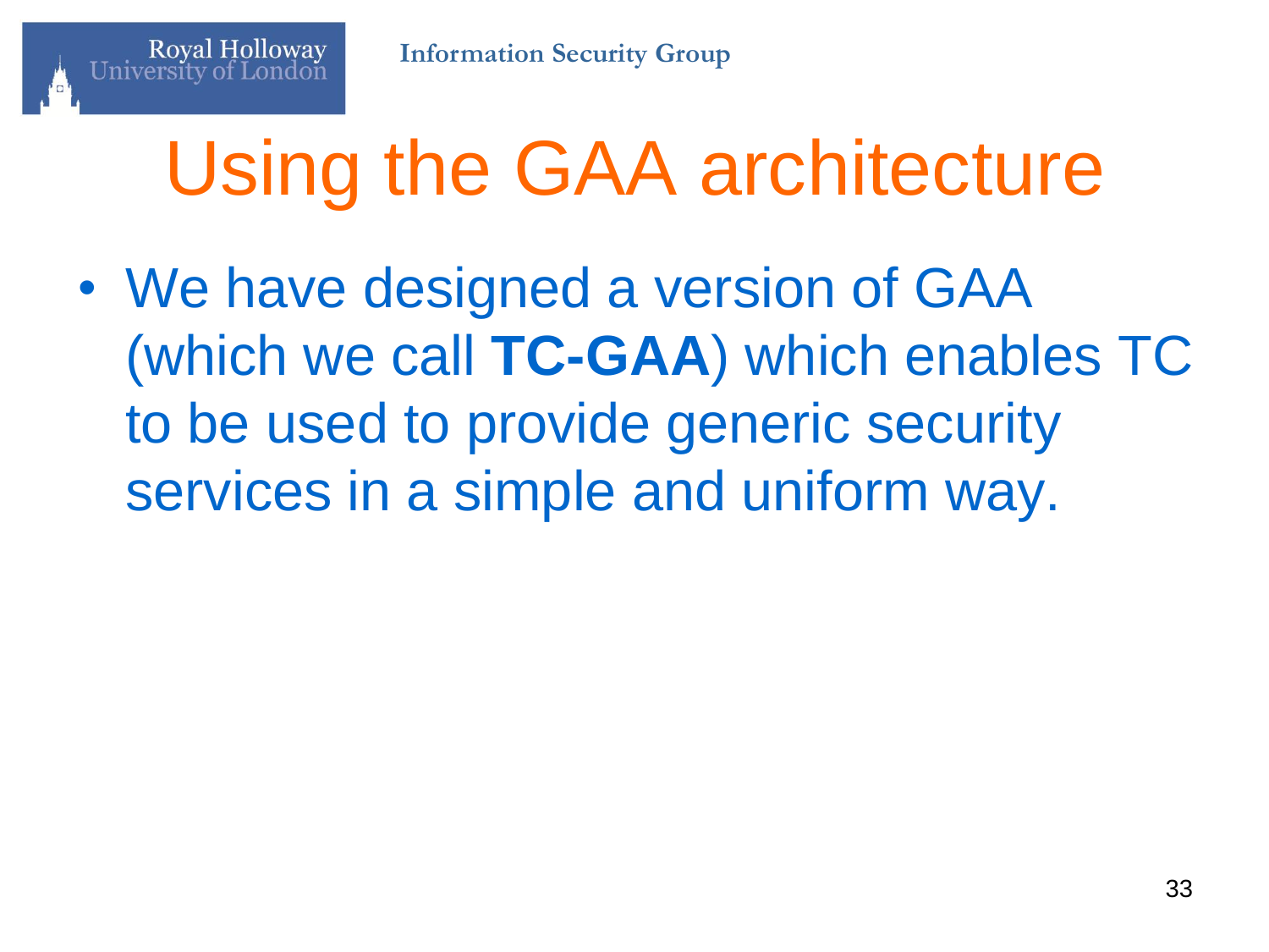# Using the GAA architecture

- We have designed a version of GAA (which we call **TC-GAA**) which enables TC to be used to provide generic security services in a simple and uniform way.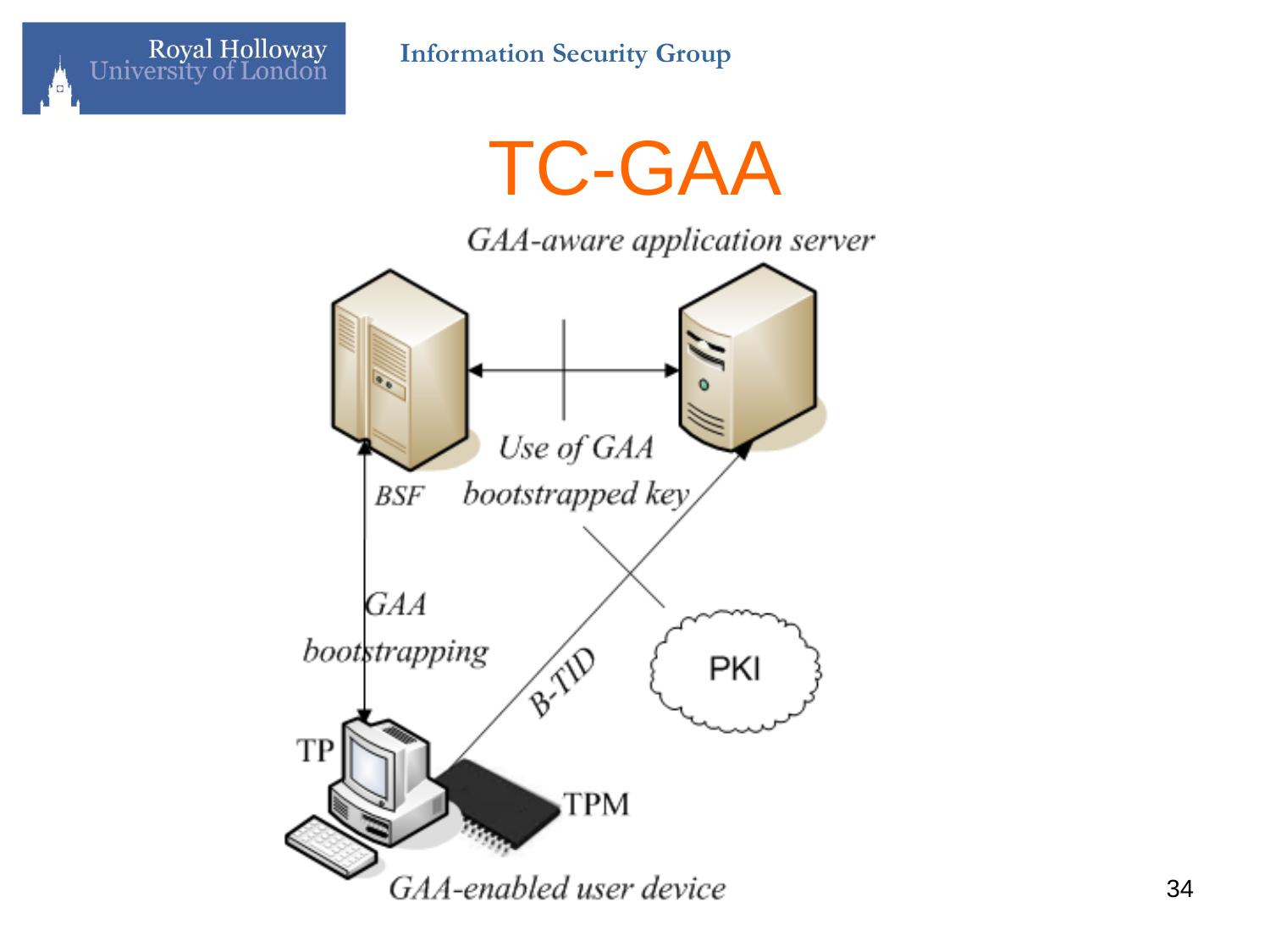# TC-GAA

GAA-aware application server

BSF

Use of GAA bootstrapped key

GAA bootstrapping

B-TID

PKI

TP

TPM

GAA-enabled user device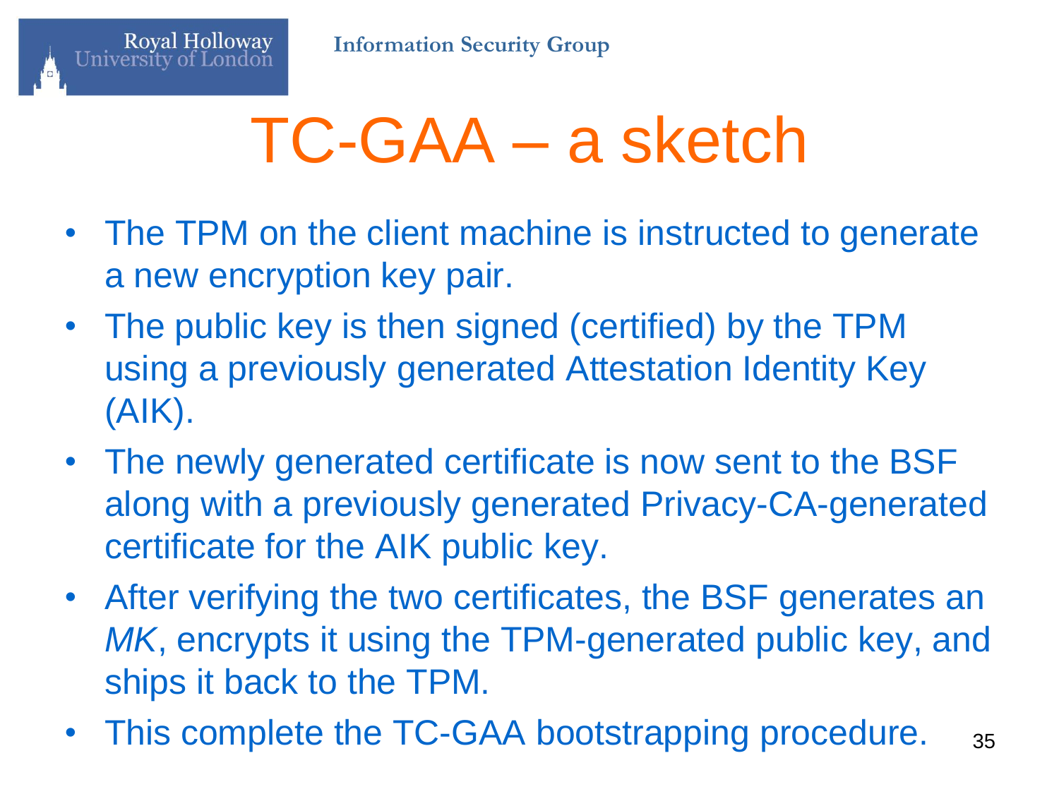# TC-GAA – a sketch

- The TPM on the client machine is instructed to generate a new encryption key pair.
- The public key is then signed (certified) by the TPM using a previously generated Attestation Identity Key (AIK).
- The newly generated certificate is now sent to the BSF along with a previously generated Privacy-CA-generated certificate for the AIK public key.
- After verifying the two certificates, the BSF generates an *MK*, encrypts it using the TPM-generated public key, and ships it back to the TPM.
- This complete the TC-GAA bootstrapping procedure.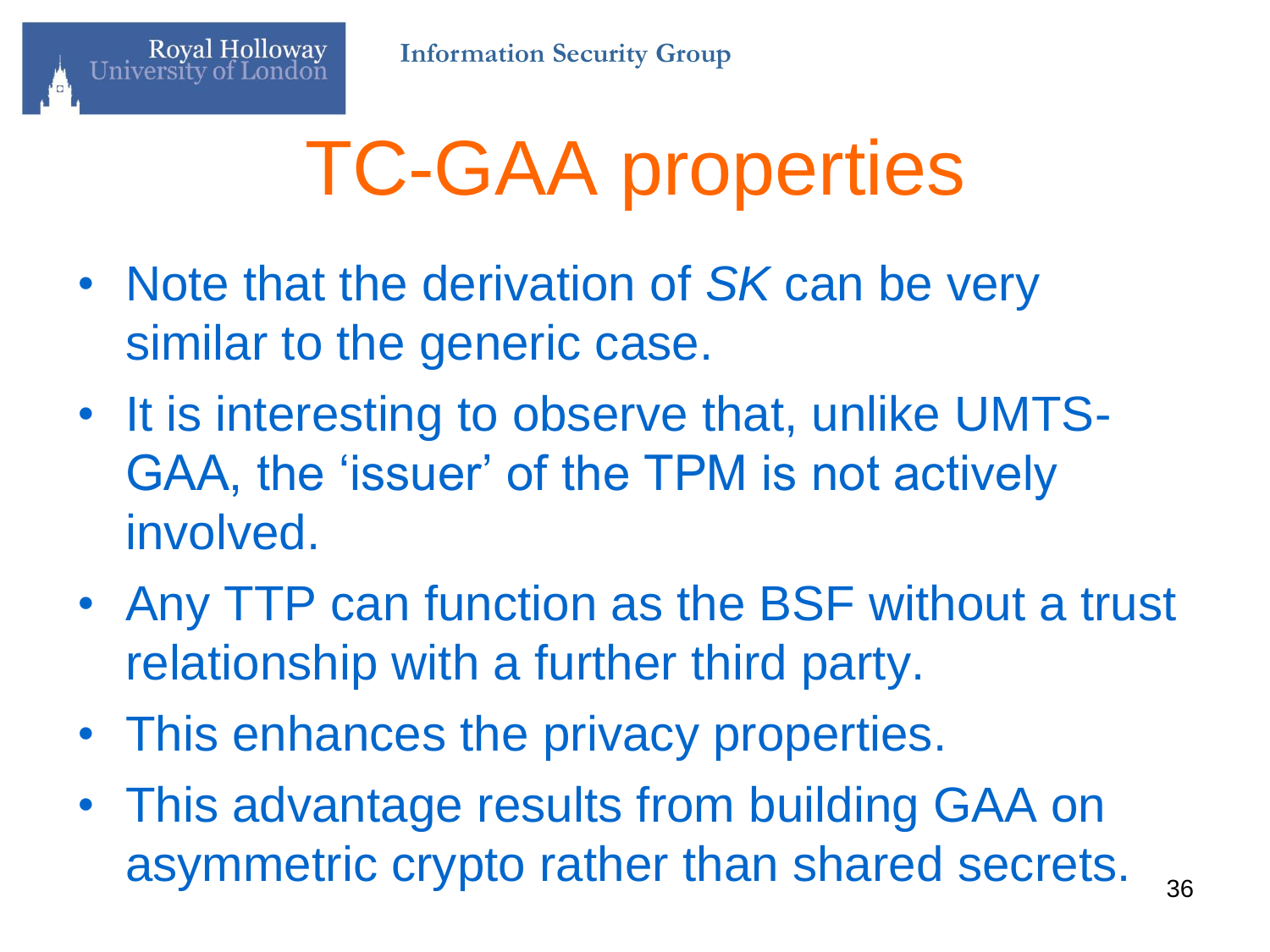# TC-GAA properties

- Note that the derivation of *SK* can be very similar to the generic case.
- It is interesting to observe that, unlike UMTS-GAA, the ‘issuer’ of the TPM is not actively involved.
- Any TTP can function as the BSF without a trust relationship with a further third party.
- This enhances the privacy properties.
- This advantage results from building GAA on asymmetric crypto rather than shared secrets.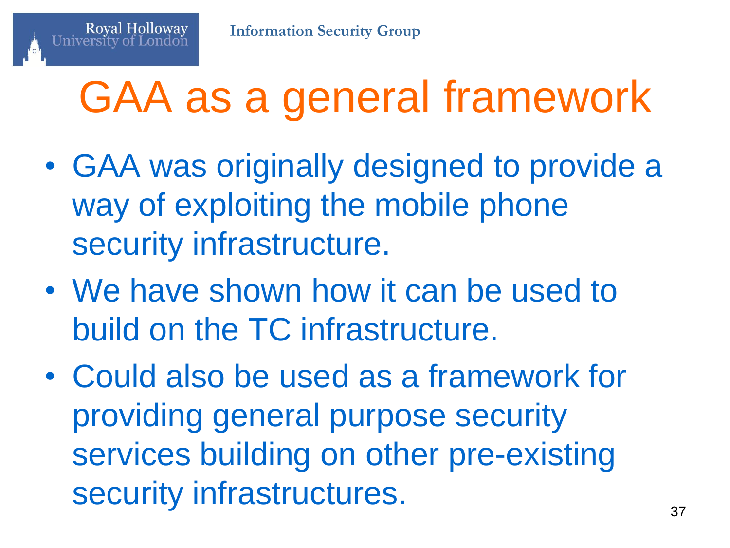# GAA as a general framework

- GAA was originally designed to provide a way of exploiting the mobile phone security infrastructure.
- We have shown how it can be used to build on the TC infrastructure.
- Could also be used as a framework for providing general purpose security services building on other pre-existing security infrastructures.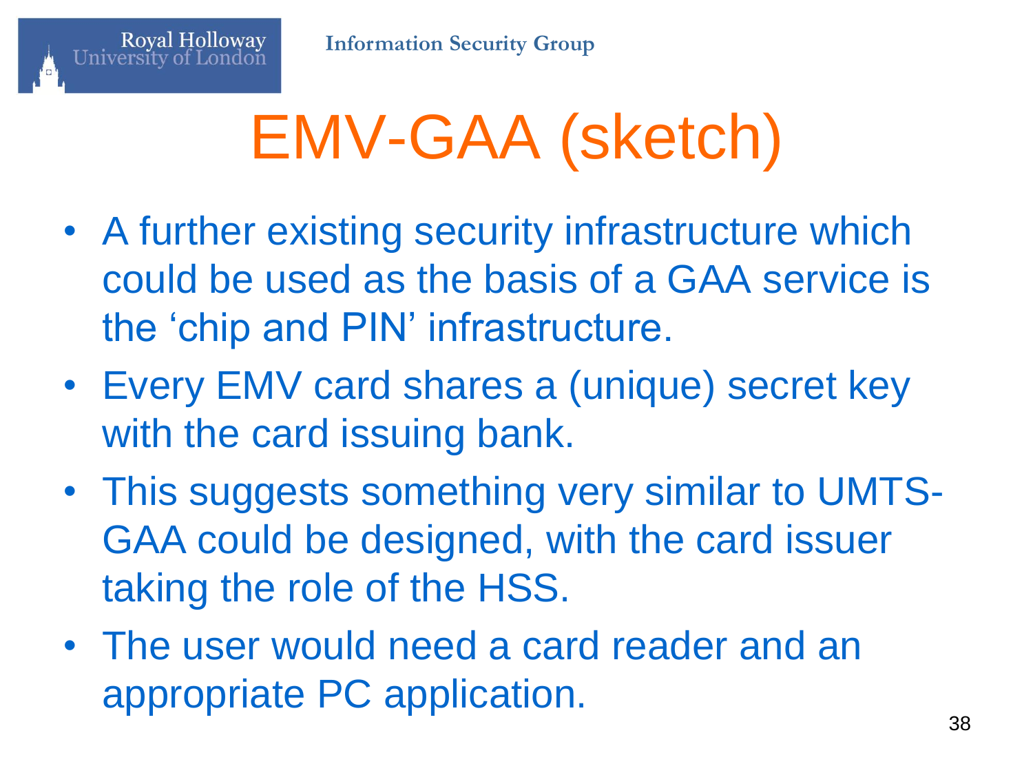# EMV-GAA (sketch)

- A further existing security infrastructure which could be used as the basis of a GAA service is the 'chip and PIN' infrastructure.
- Every EMV card shares a (unique) secret key with the card issuing bank.
- This suggests something very similar to UMTS-GAA could be designed, with the card issuer taking the role of the HSS.
- The user would need a card reader and an appropriate PC application.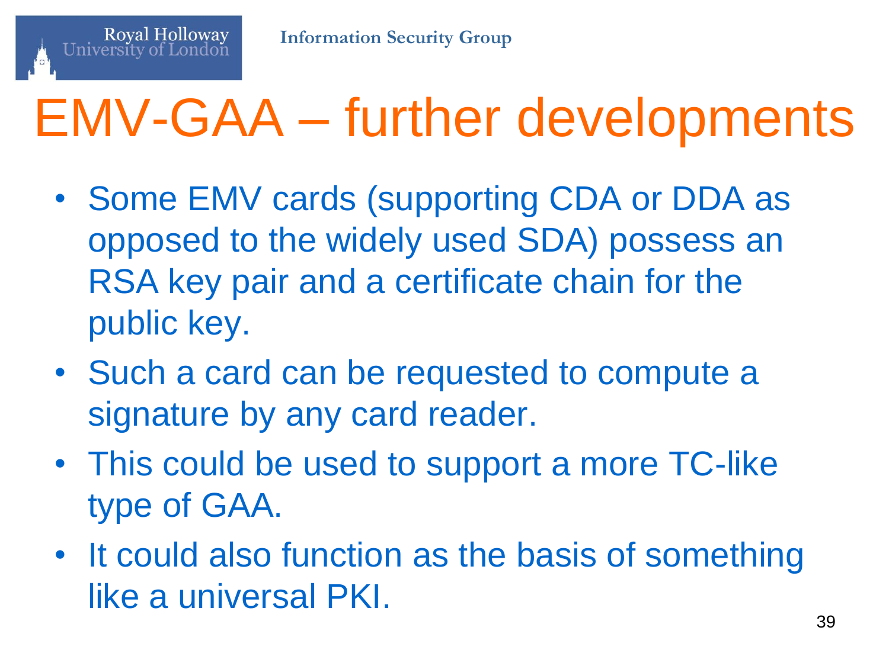# EMV-GAA – further developments

- Some EMV cards (supporting CDA or DDA as opposed to the widely used SDA) possess an RSA key pair and a certificate chain for the public key.
- Such a card can be requested to compute a signature by any card reader.
- This could be used to support a more TC-like type of GAA.
- It could also function as the basis of something like a universal PKI.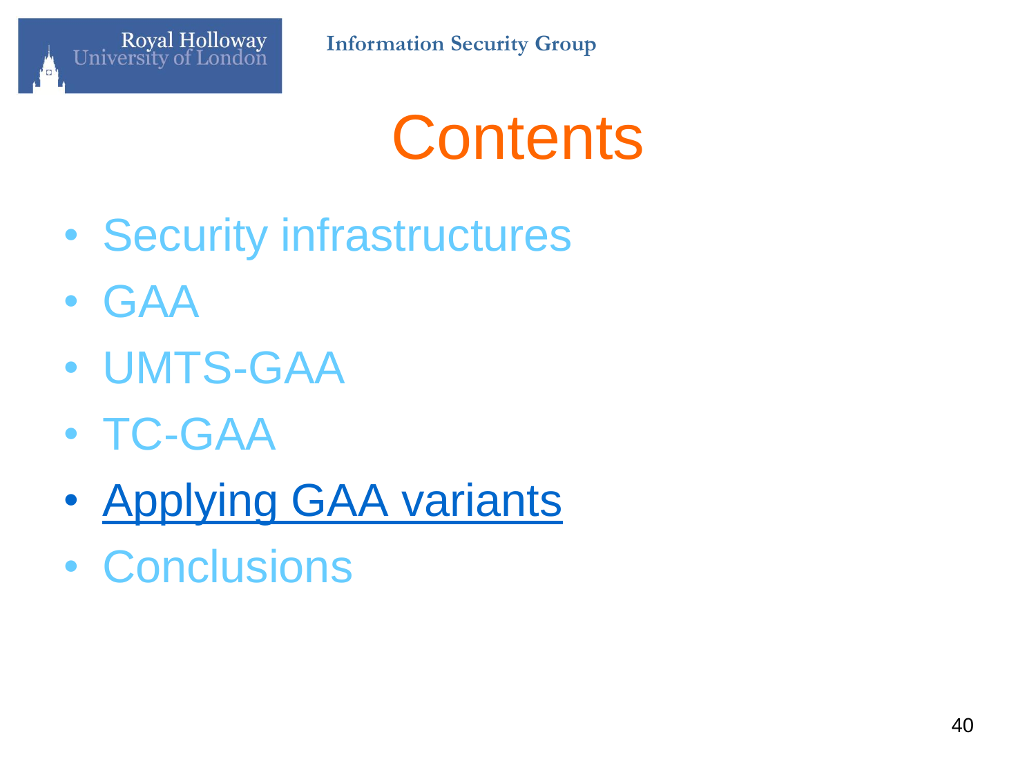# Contents

- Security infrastructures
- GAA
- UMTS-GAA
- TC-GAA
- **Applying GAA variants**
- Conclusions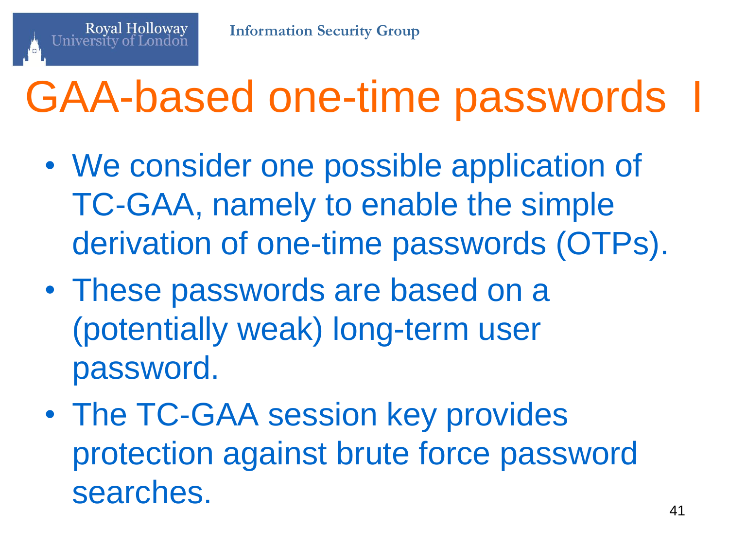# GAA-based one-time passwords I

- We consider one possible application of TC-GAA, namely to enable the simple derivation of one-time passwords (OTPs).
- These passwords are based on a (potentially weak) long-term user password.
- The TC-GAA session key provides protection against brute force password searches.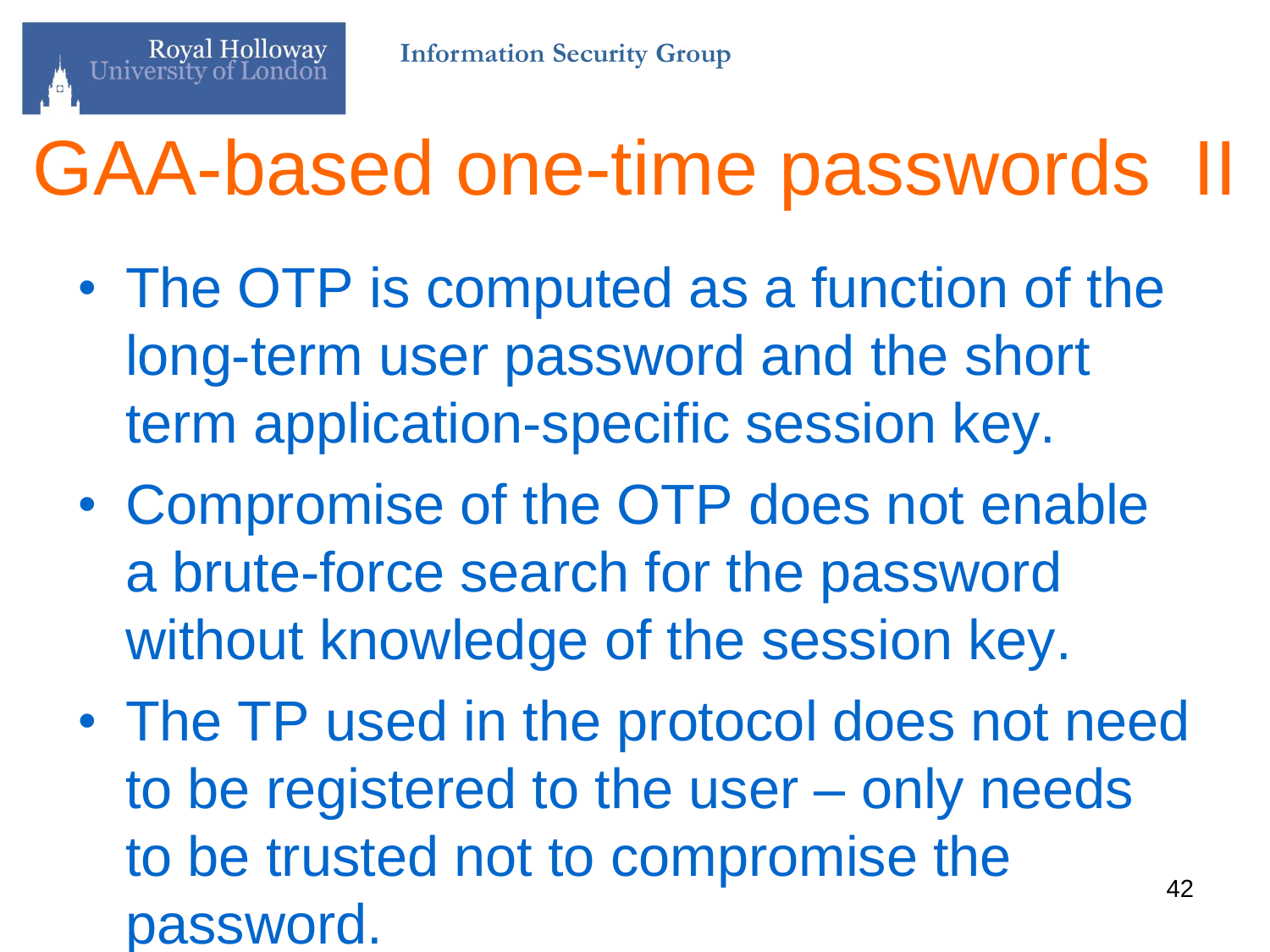# GAA-based one-time passwords II

- The OTP is computed as a function of the long-term user password and the short term application-specific session key.
- Compromise of the OTP does not enable a brute-force search for the password without knowledge of the session key.
- The TP used in the protocol does not need to be registered to the user – only needs to be trusted not to compromise the password.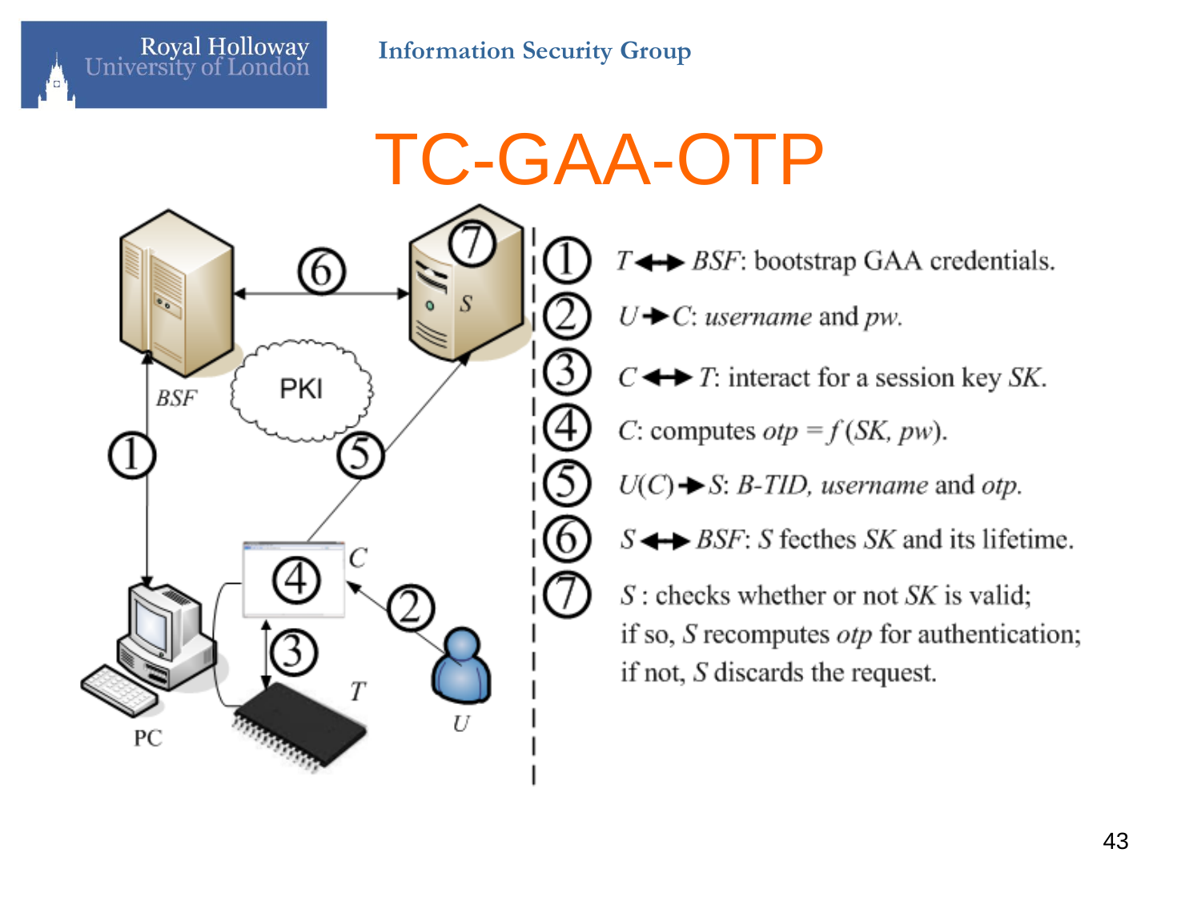# TC-GAA-OTP

1. $T \leftrightarrow BSF$: bootstrap GAA credentials.
2. $U \rightarrow C$: *username* and *pw*.
3. $C \leftrightarrow T$: interact for a session key *SK*.
4. $C$: computes $otp = f(SK, pw)$.
5. $U(C) \rightarrow S$: *B-TID*, *username* and *otp*.
6. $S \leftrightarrow BSF$: *S* fecthes *SK* and its lifetime.
7. $S$ : checks whether or not *SK* is valid; if so, *S* recomputes *otp* for authentication; if not, *S* discards the request.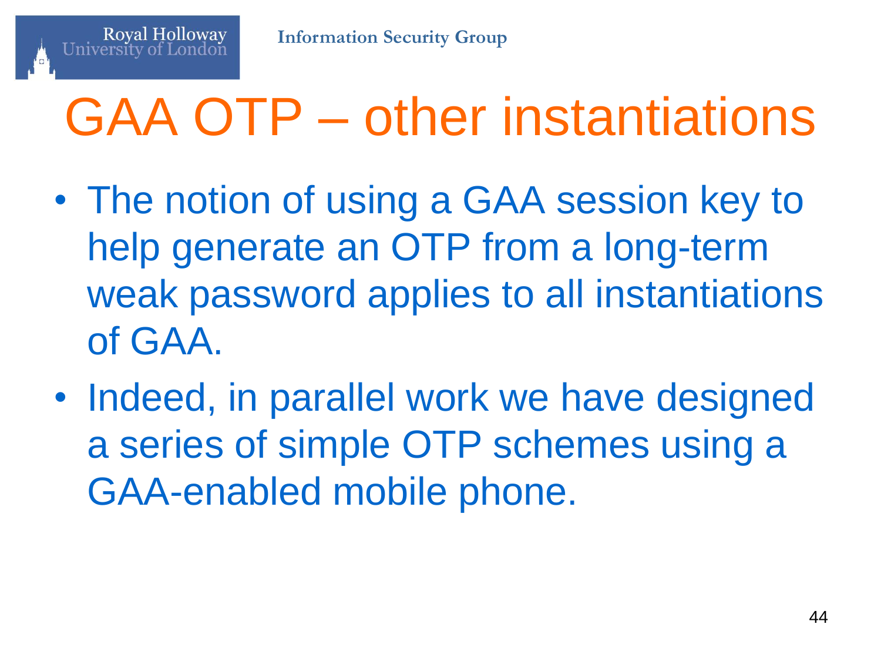# GAA OTP – other instantiations

- The notion of using a GAA session key to help generate an OTP from a long-term weak password applies to all instantiations of GAA.
- Indeed, in parallel work we have designed a series of simple OTP schemes using a GAA-enabled mobile phone.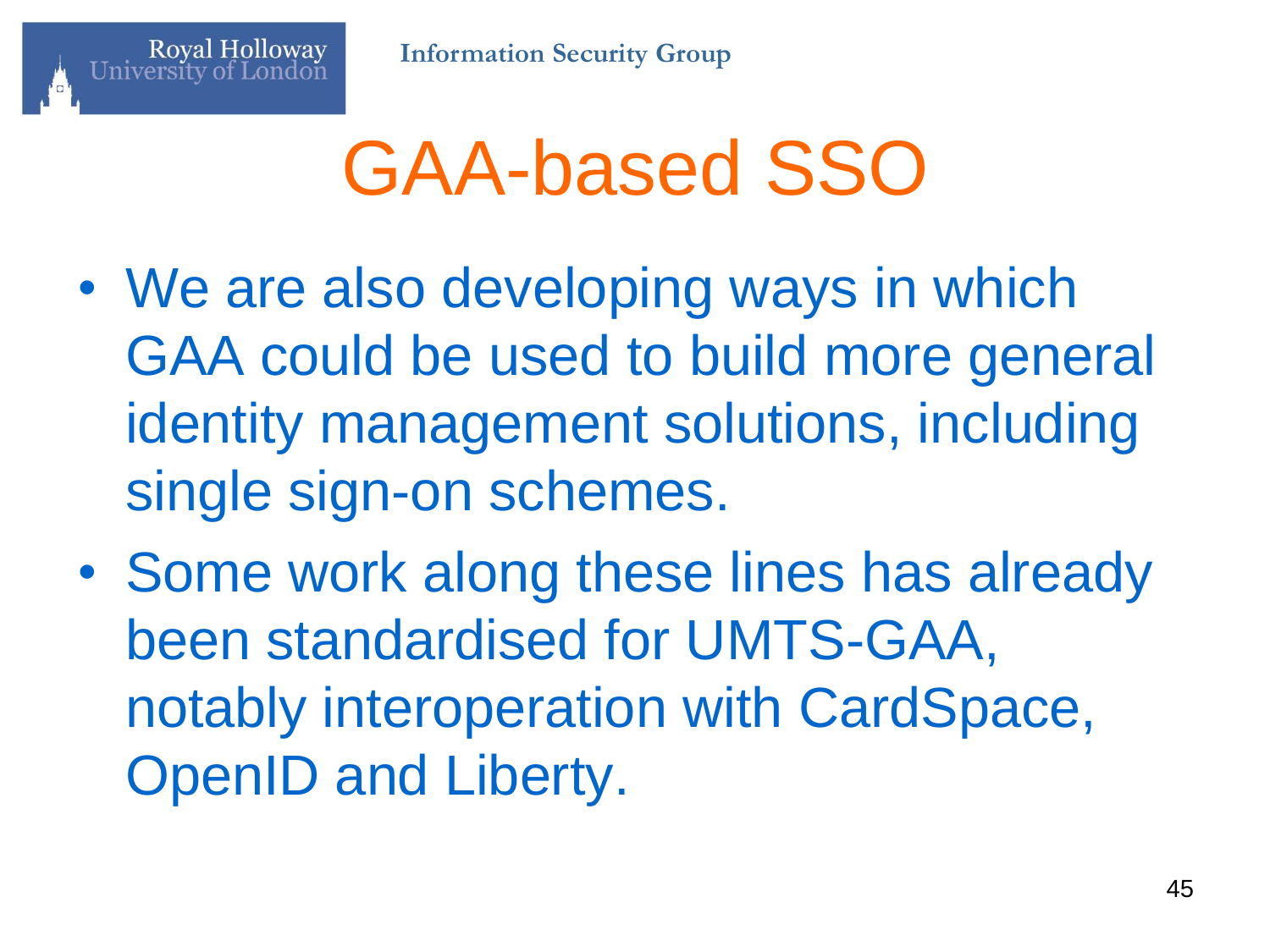# GAA-based SSO

- We are also developing ways in which GAA could be used to build more general identity management solutions, including single sign-on schemes.
- Some work along these lines has already been standardised for UMTS-GAA, notably interoperation with CardSpace, OpenID and Liberty.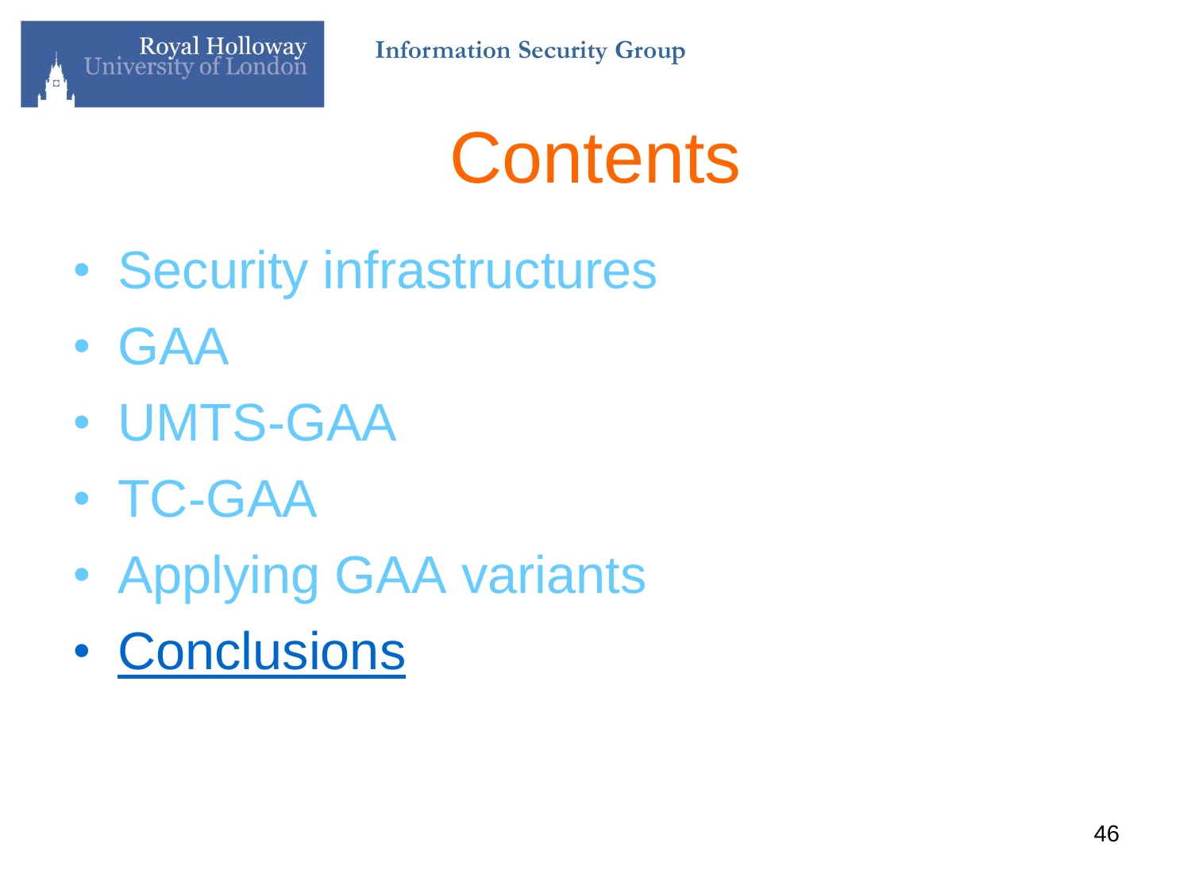# Contents

- Security infrastructures
- GAA
- UMTS-GAA
- TC-GAA
- Applying GAA variants
- Conclusions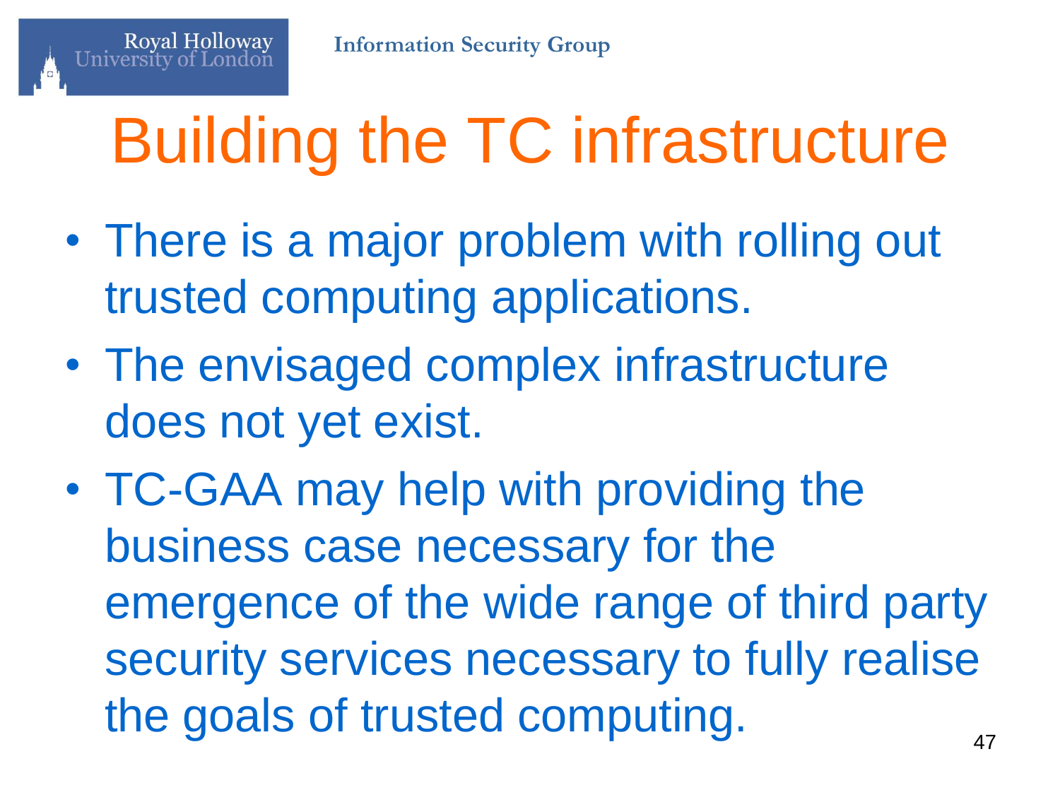# Building the TC infrastructure

- There is a major problem with rolling out trusted computing applications.
- The envisaged complex infrastructure does not yet exist.
- TC-GAA may help with providing the business case necessary for the emergence of the wide range of third party security services necessary to fully realise the goals of trusted computing.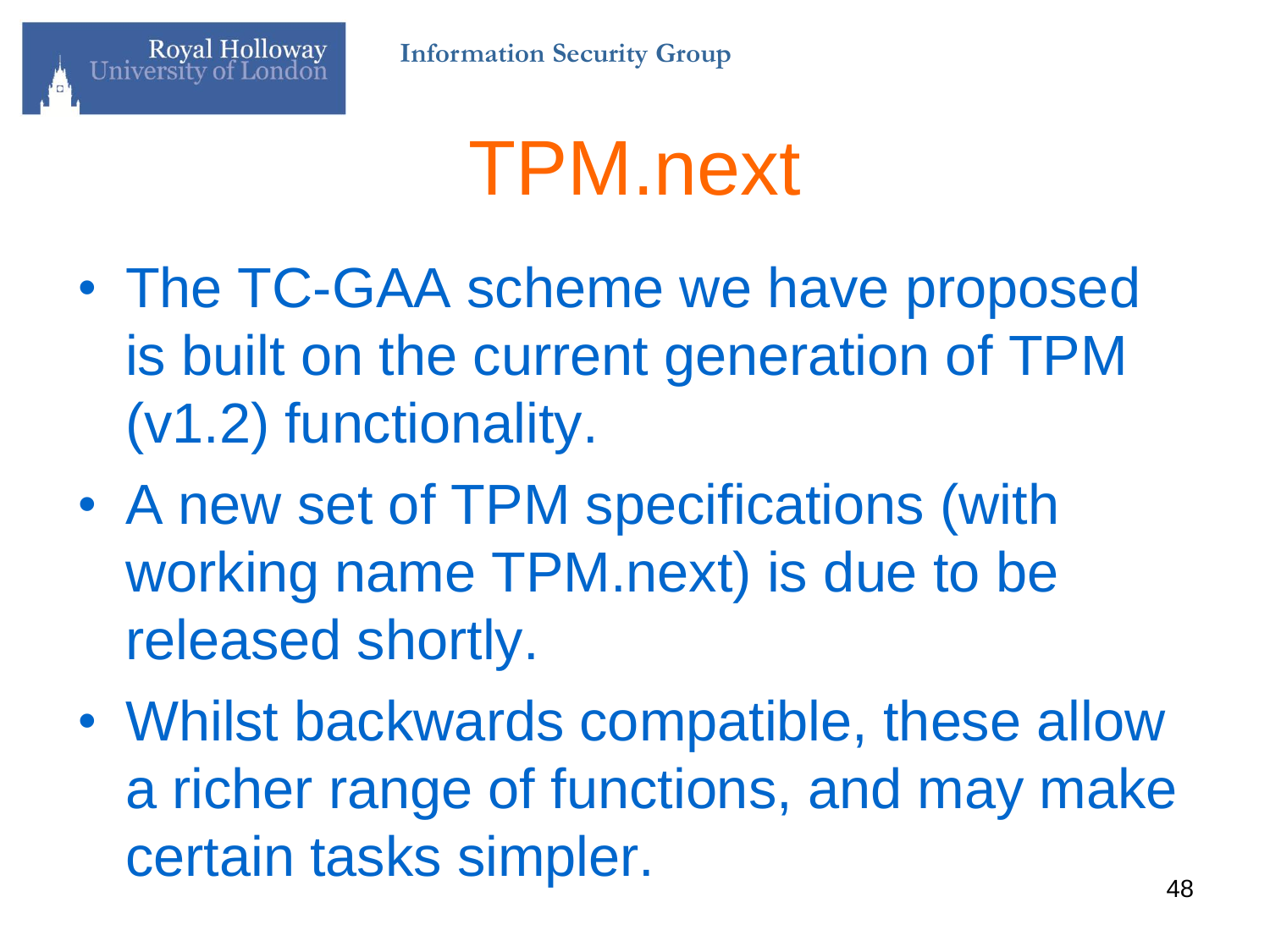# TPM.next

- The TC-GAA scheme we have proposed is built on the current generation of TPM (v1.2) functionality.
- A new set of TPM specifications (with working name TPM.next) is due to be released shortly.
- Whilst backwards compatible, these allow a richer range of functions, and may make certain tasks simpler.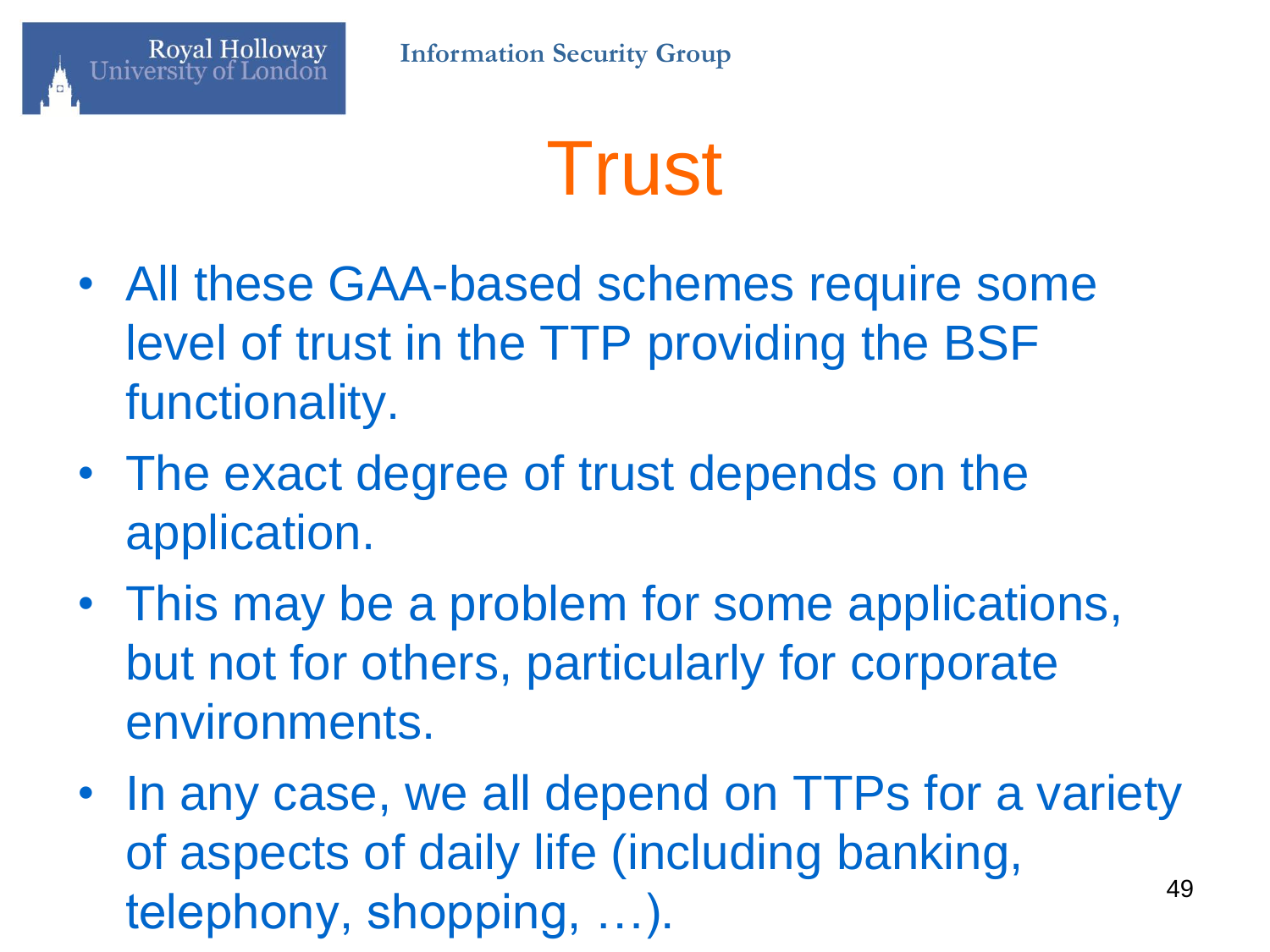# Trust

- All these GAA-based schemes require some level of trust in the TTP providing the BSF functionality.
- The exact degree of trust depends on the application.
- This may be a problem for some applications, but not for others, particularly for corporate environments.
- In any case, we all depend on TTPs for a variety of aspects of daily life (including banking, telephony, shopping, …).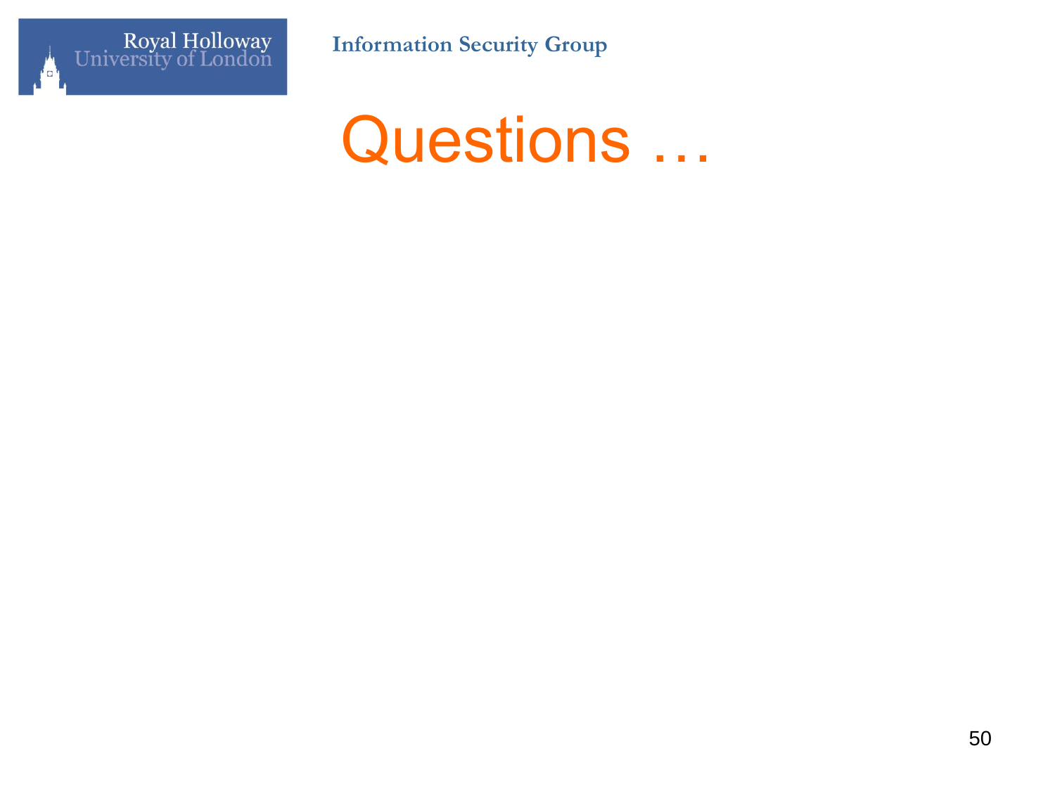# Questions …